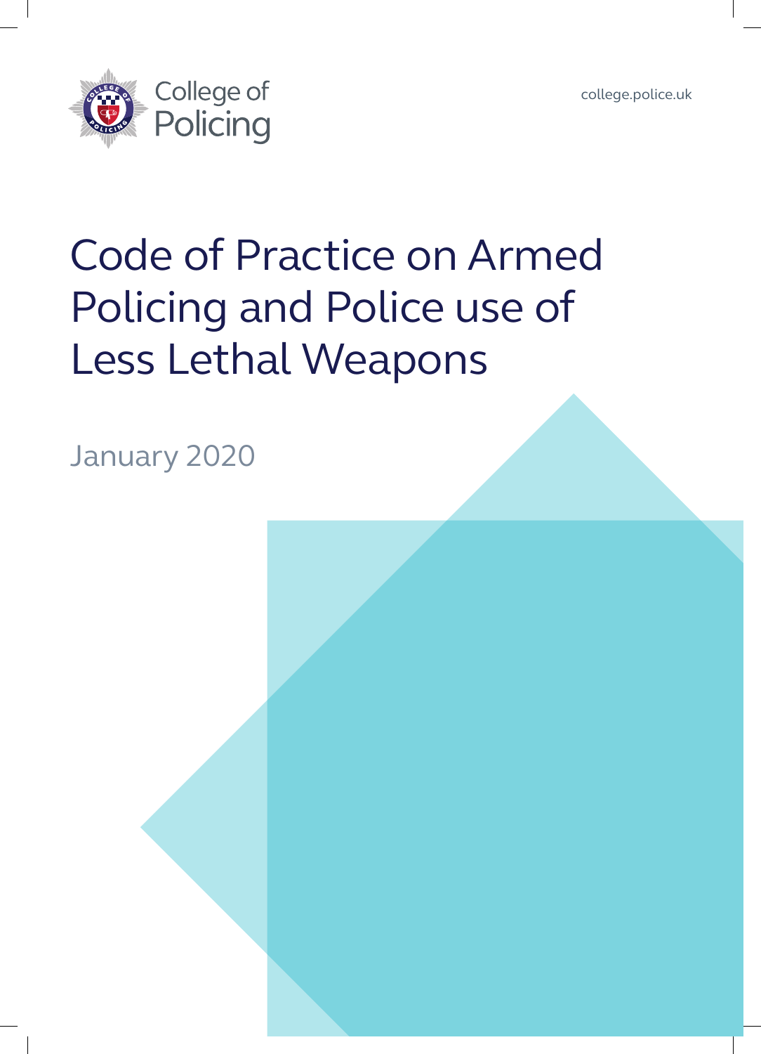College of Policing

college.police.uk

# Code of Practice on Armed Policing and Police use of Less Lethal Weapons

January 2020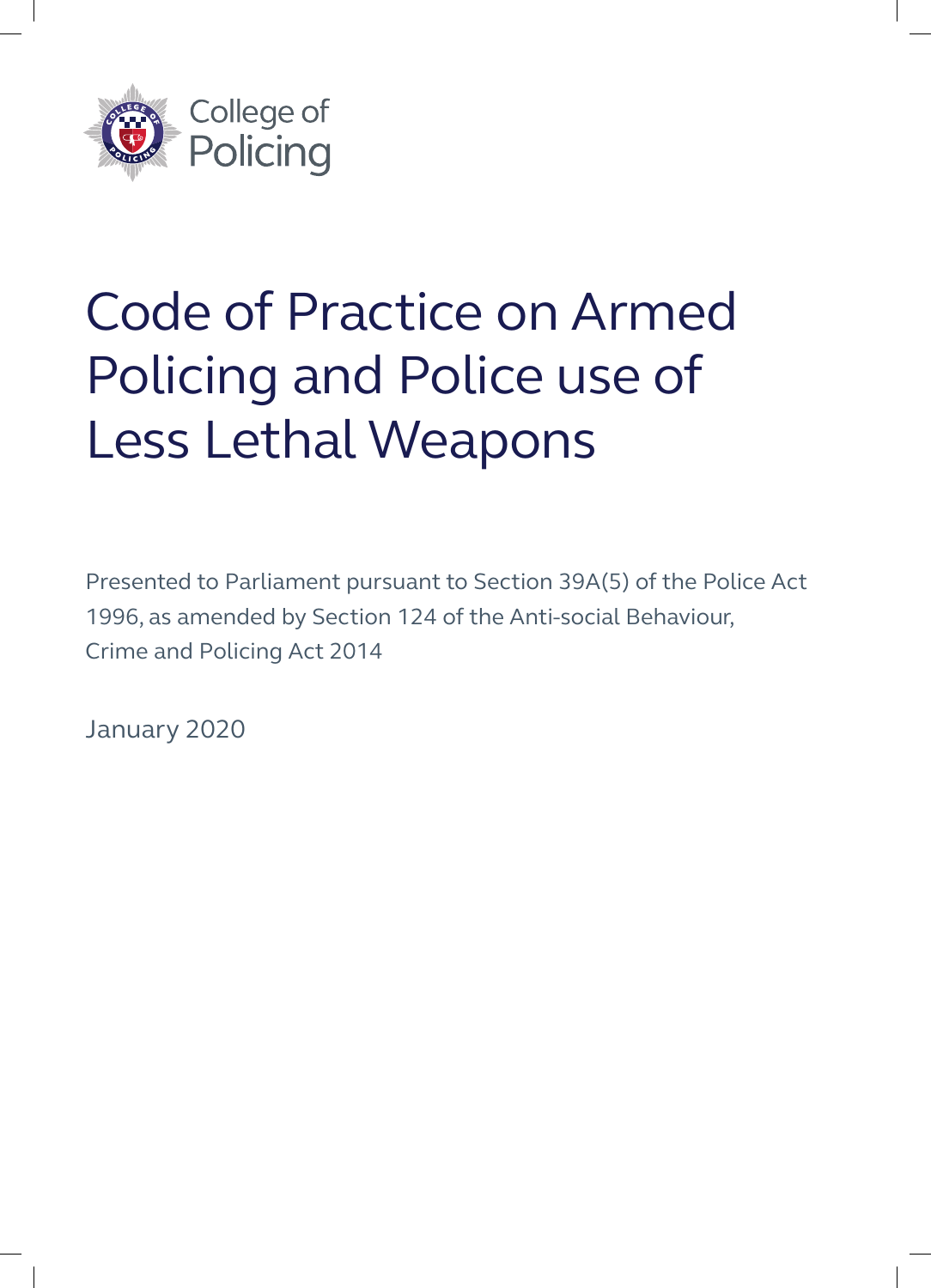College of Policing

# Code of Practice on Armed Policing and Police use of Less Lethal Weapons

Presented to Parliament pursuant to Section 39A(5) of the Police Act 1996, as amended by Section 124 of the Anti-social Behaviour, Crime and Policing Act 2014

January 2020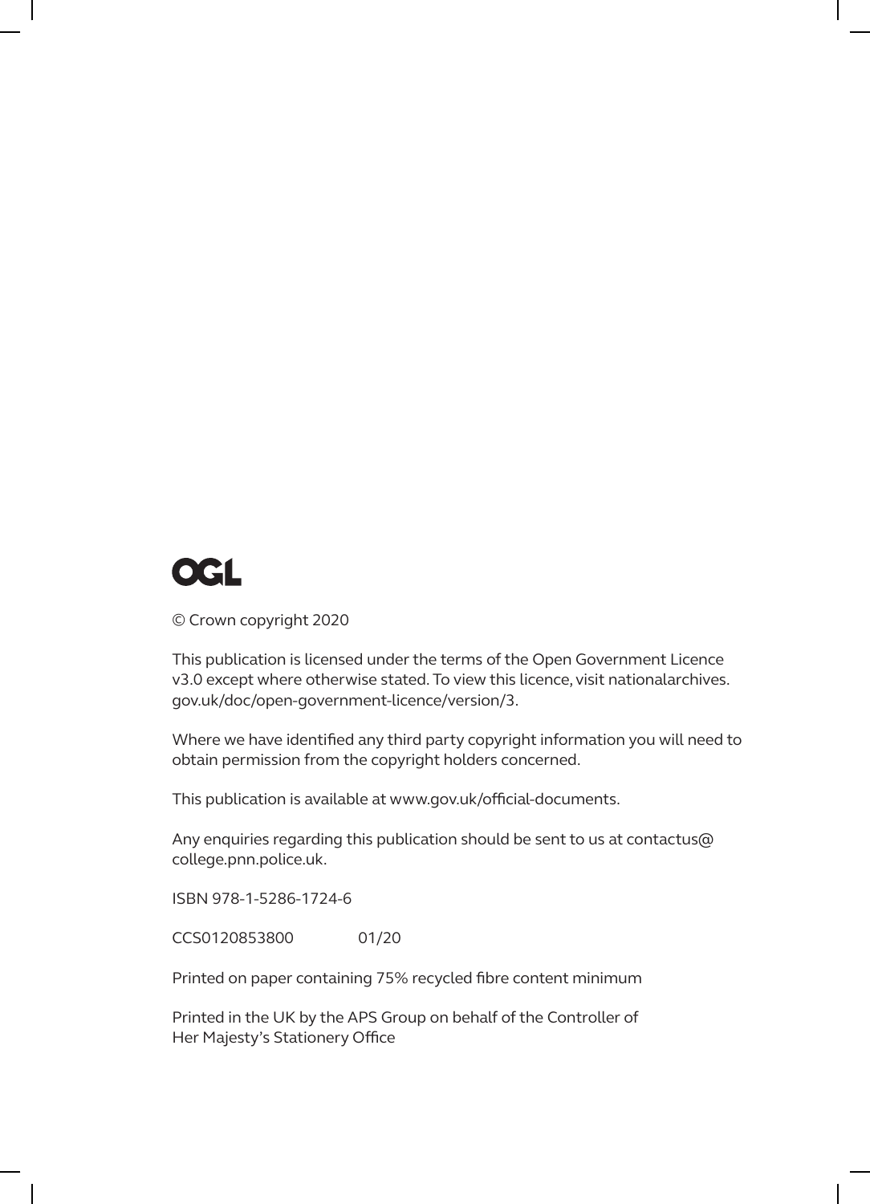OGL

© Crown copyright 2020

This publication is licensed under the terms of the Open Government Licence v3.0 except where otherwise stated. To view this licence, visit nationalarchives.gov.uk/doc/open-government-licence/version/3.

Where we have identified any third party copyright information you will need to obtain permission from the copyright holders concerned.

This publication is available at www.gov.uk/official-documents.

Any enquiries regarding this publication should be sent to us at contactus@college.pnn.police.uk.

ISBN 978-1-5286-1724-6

CCS0120853800 01/20

Printed on paper containing 75% recycled fibre content minimum

Printed in the UK by the APS Group on behalf of the Controller of Her Majesty's Stationery Office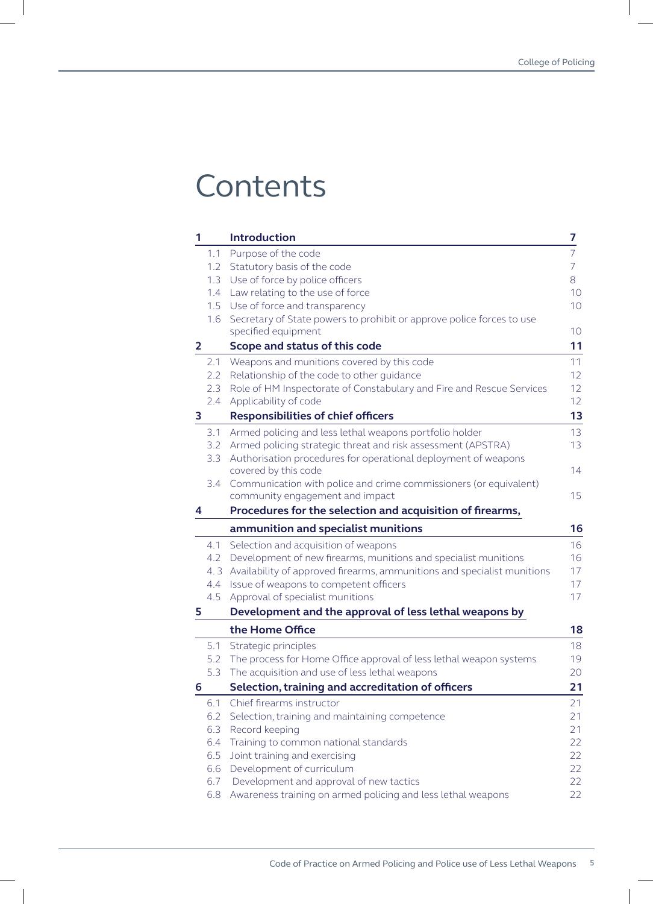# Contents

| | | |
|---|---|---|
| **1** | **Introduction** | **7** |
| 1.1 | Purpose of the code | 7 |
| 1.2 | Statutory basis of the code | 7 |
| 1.3 | Use of force by police officers | 8 |
| 1.4 | Law relating to the use of force | 10 |
| 1.5 | Use of force and transparency | 10 |
| 1.6 | Secretary of State powers to prohibit or approve police forces to use specified equipment | 10 |
| **2** | **Scope and status of this code** | **11** |
| 2.1 | Weapons and munitions covered by this code | 11 |
| 2.2 | Relationship of the code to other guidance | 12 |
| 2.3 | Role of HM Inspectorate of Constabulary and Fire and Rescue Services | 12 |
| 2.4 | Applicability of code | 12 |
| **3** | **Responsibilities of chief officers** | **13** |
| 3.1 | Armed policing and less lethal weapons portfolio holder | 13 |
| 3.2 | Armed policing strategic threat and risk assessment (APSTRA) | 13 |
| 3.3 | Authorisation procedures for operational deployment of weapons covered by this code | 14 |
| 3.4 | Communication with police and crime commissioners (or equivalent) community engagement and impact | 15 |
| **4** | **Procedures for the selection and acquisition of firearms, ammunition and specialist munitions** | **16** |
| 4.1 | Selection and acquisition of weapons | 16 |
| 4.2 | Development of new firearms, munitions and specialist munitions | 16 |
| 4.3 | Availability of approved firearms, ammunitions and specialist munitions | 17 |
| 4.4 | Issue of weapons to competent officers | 17 |
| 4.5 | Approval of specialist munitions | 17 |
| **5** | **Development and the approval of less lethal weapons by the Home Office** | **18** |
| 5.1 | Strategic principles | 18 |
| 5.2 | The process for Home Office approval of less lethal weapon systems | 19 |
| 5.3 | The acquisition and use of less lethal weapons | 20 |
| **6** | **Selection, training and accreditation of officers** | **21** |
| 6.1 | Chief firearms instructor | 21 |
| 6.2 | Selection, training and maintaining competence | 21 |
| 6.3 | Record keeping | 21 |
| 6.4 | Training to common national standards | 22 |
| 6.5 | Joint training and exercising | 22 |
| 6.6 | Development of curriculum | 22 |
| 6.7 | Development and approval of new tactics | 22 |
| 6.8 | Awareness training on armed policing and less lethal weapons | 22 |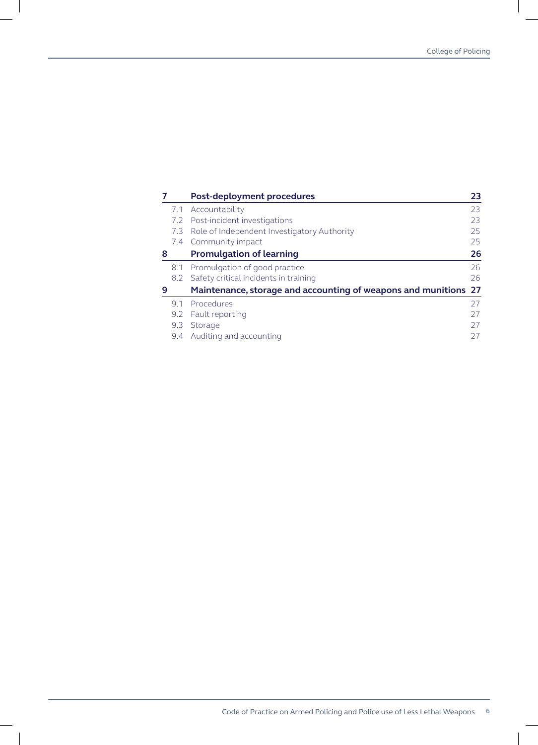| | | |
|---|---|---|
| **7** | **Post-deployment procedures** | **23** |
| 7.1 | Accountability | 23 |
| 7.2 | Post-incident investigations | 23 |
| 7.3 | Role of Independent Investigatory Authority | 25 |
| 7.4 | Community impact | 25 |
| **8** | **Promulgation of learning** | **26** |
| 8.1 | Promulgation of good practice | 26 |
| 8.2 | Safety critical incidents in training | 26 |
| **9** | **Maintenance, storage and accounting of weapons and munitions** | **27** |
| 9.1 | Procedures | 27 |
| 9.2 | Fault reporting | 27 |
| 9.3 | Storage | 27 |
| 9.4 | Auditing and accounting | 27 |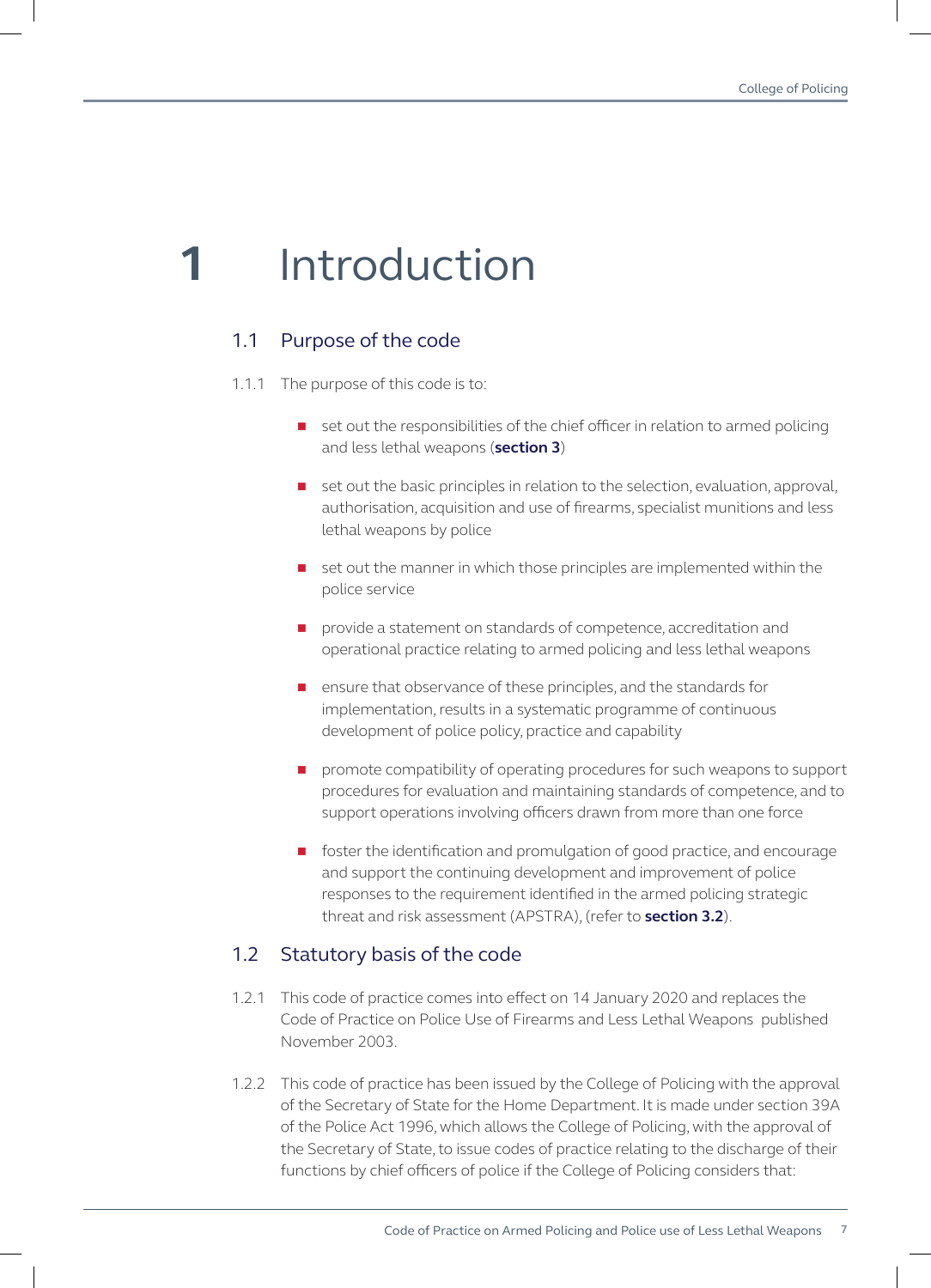# 1 Introduction

## 1.1 Purpose of the code

1.1.1 The purpose of this code is to:

- set out the responsibilities of the chief officer in relation to armed policing and less lethal weapons (**section 3**)
- set out the basic principles in relation to the selection, evaluation, approval, authorisation, acquisition and use of firearms, specialist munitions and less lethal weapons by police
- set out the manner in which those principles are implemented within the police service
- provide a statement on standards of competence, accreditation and operational practice relating to armed policing and less lethal weapons
- ensure that observance of these principles, and the standards for implementation, results in a systematic programme of continuous development of police policy, practice and capability
- promote compatibility of operating procedures for such weapons to support procedures for evaluation and maintaining standards of competence, and to support operations involving officers drawn from more than one force
- foster the identification and promulgation of good practice, and encourage and support the continuing development and improvement of police responses to the requirement identified in the armed policing strategic threat and risk assessment (APSTRA), (refer to **section 3.2**).

## 1.2 Statutory basis of the code

1.2.1 This code of practice comes into effect on 14 January 2020 and replaces the Code of Practice on Police Use of Firearms and Less Lethal Weapons published November 2003.

1.2.2 This code of practice has been issued by the College of Policing with the approval of the Secretary of State for the Home Department. It is made under section 39A of the Police Act 1996, which allows the College of Policing, with the approval of the Secretary of State, to issue codes of practice relating to the discharge of their functions by chief officers of police if the College of Policing considers that: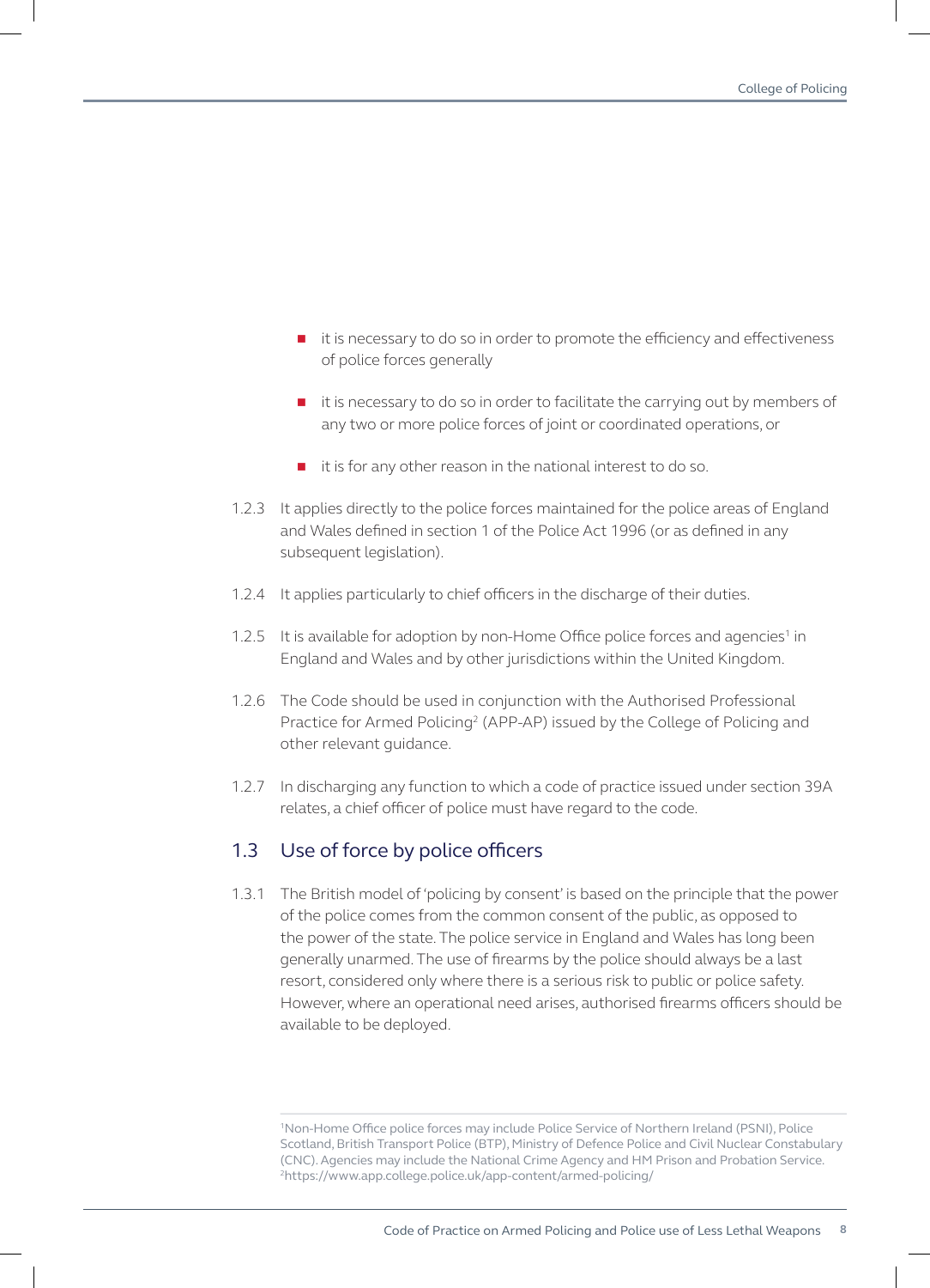- it is necessary to do so in order to promote the efficiency and effectiveness of police forces generally
- it is necessary to do so in order to facilitate the carrying out by members of any two or more police forces of joint or coordinated operations, or
- it is for any other reason in the national interest to do so.

1.2.3 It applies directly to the police forces maintained for the police areas of England and Wales defined in section 1 of the Police Act 1996 (or as defined in any subsequent legislation).

1.2.4 It applies particularly to chief officers in the discharge of their duties.

1.2.5 It is available for adoption by non-Home Office police forces and agencies[1] in England and Wales and by other jurisdictions within the United Kingdom.

1.2.6 The Code should be used in conjunction with the Authorised Professional Practice for Armed Policing[2] (APP-AP) issued by the College of Policing and other relevant guidance.

1.2.7 In discharging any function to which a code of practice issued under section 39A relates, a chief officer of police must have regard to the code.

## 1.3 Use of force by police officers

1.3.1 The British model of 'policing by consent' is based on the principle that the power of the police comes from the common consent of the public, as opposed to the power of the state. The police service in England and Wales has long been generally unarmed. The use of firearms by the police should always be a last resort, considered only where there is a serious risk to public or police safety. However, where an operational need arises, authorised firearms officers should be available to be deployed.

[1] Non-Home Office police forces may include Police Service of Northern Ireland (PSNI), Police Scotland, British Transport Police (BTP), Ministry of Defence Police and Civil Nuclear Constabulary (CNC). Agencies may include the National Crime Agency and HM Prison and Probation Service.

[2] https://www.app.college.police.uk/app-content/armed-policing/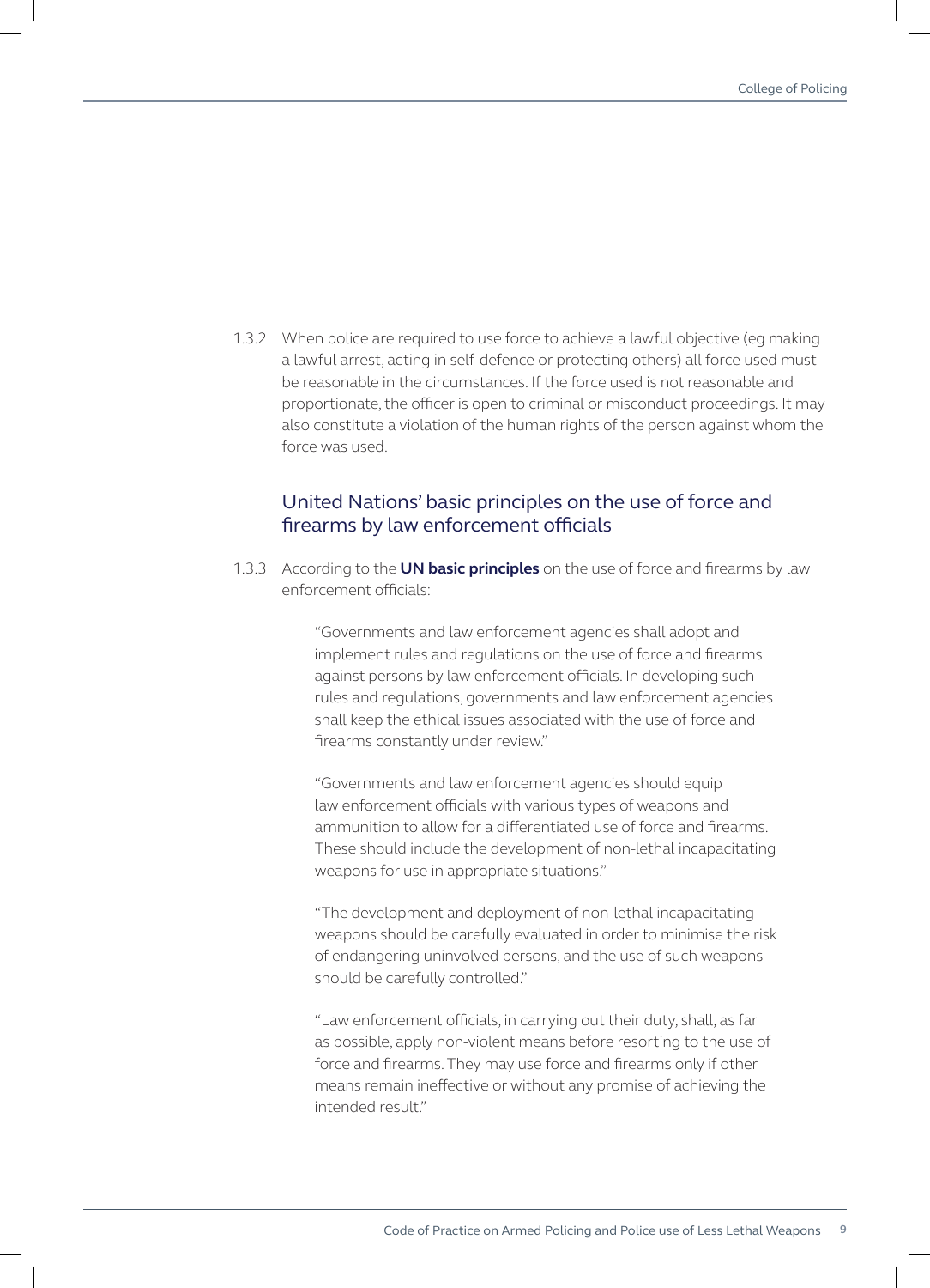1.3.2 When police are required to use force to achieve a lawful objective (eg making a lawful arrest, acting in self-defence or protecting others) all force used must be reasonable in the circumstances. If the force used is not reasonable and proportionate, the officer is open to criminal or misconduct proceedings. It may also constitute a violation of the human rights of the person against whom the force was used.

## United Nations' basic principles on the use of force and firearms by law enforcement officials

1.3.3 According to the **UN basic principles** on the use of force and firearms by law enforcement officials:

> "Governments and law enforcement agencies shall adopt and implement rules and regulations on the use of force and firearms against persons by law enforcement officials. In developing such rules and regulations, governments and law enforcement agencies shall keep the ethical issues associated with the use of force and firearms constantly under review."
>
> "Governments and law enforcement agencies should equip law enforcement officials with various types of weapons and ammunition to allow for a differentiated use of force and firearms. These should include the development of non-lethal incapacitating weapons for use in appropriate situations."
>
> "The development and deployment of non-lethal incapacitating weapons should be carefully evaluated in order to minimise the risk of endangering uninvolved persons, and the use of such weapons should be carefully controlled."
>
> "Law enforcement officials, in carrying out their duty, shall, as far as possible, apply non-violent means before resorting to the use of force and firearms. They may use force and firearms only if other means remain ineffective or without any promise of achieving the intended result."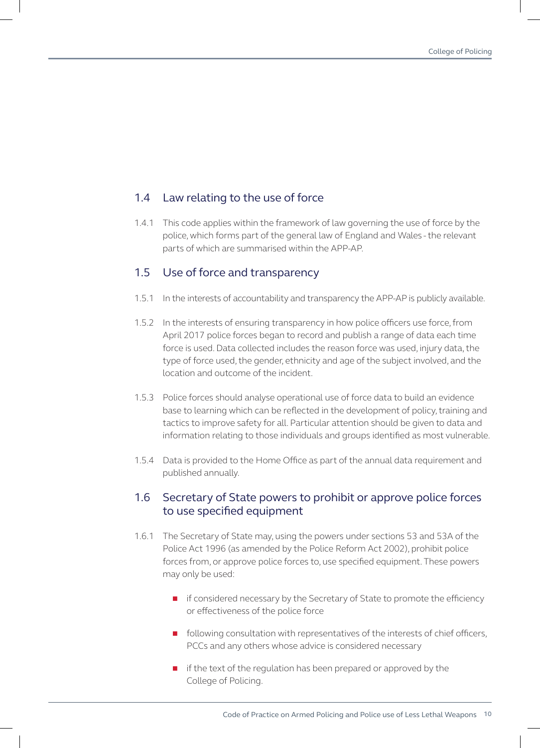## 1.4 Law relating to the use of force

1.4.1 This code applies within the framework of law governing the use of force by the police, which forms part of the general law of England and Wales - the relevant parts of which are summarised within the APP-AP.

## 1.5 Use of force and transparency

1.5.1 In the interests of accountability and transparency the APP-AP is publicly available.

1.5.2 In the interests of ensuring transparency in how police officers use force, from April 2017 police forces began to record and publish a range of data each time force is used. Data collected includes the reason force was used, injury data, the type of force used, the gender, ethnicity and age of the subject involved, and the location and outcome of the incident.

1.5.3 Police forces should analyse operational use of force data to build an evidence base to learning which can be reflected in the development of policy, training and tactics to improve safety for all. Particular attention should be given to data and information relating to those individuals and groups identified as most vulnerable.

1.5.4 Data is provided to the Home Office as part of the annual data requirement and published annually.

## 1.6 Secretary of State powers to prohibit or approve police forces to use specified equipment

1.6.1 The Secretary of State may, using the powers under sections 53 and 53A of the Police Act 1996 (as amended by the Police Reform Act 2002), prohibit police forces from, or approve police forces to, use specified equipment. These powers may only be used:

- if considered necessary by the Secretary of State to promote the efficiency or effectiveness of the police force
- following consultation with representatives of the interests of chief officers, PCCs and any others whose advice is considered necessary
- if the text of the regulation has been prepared or approved by the College of Policing.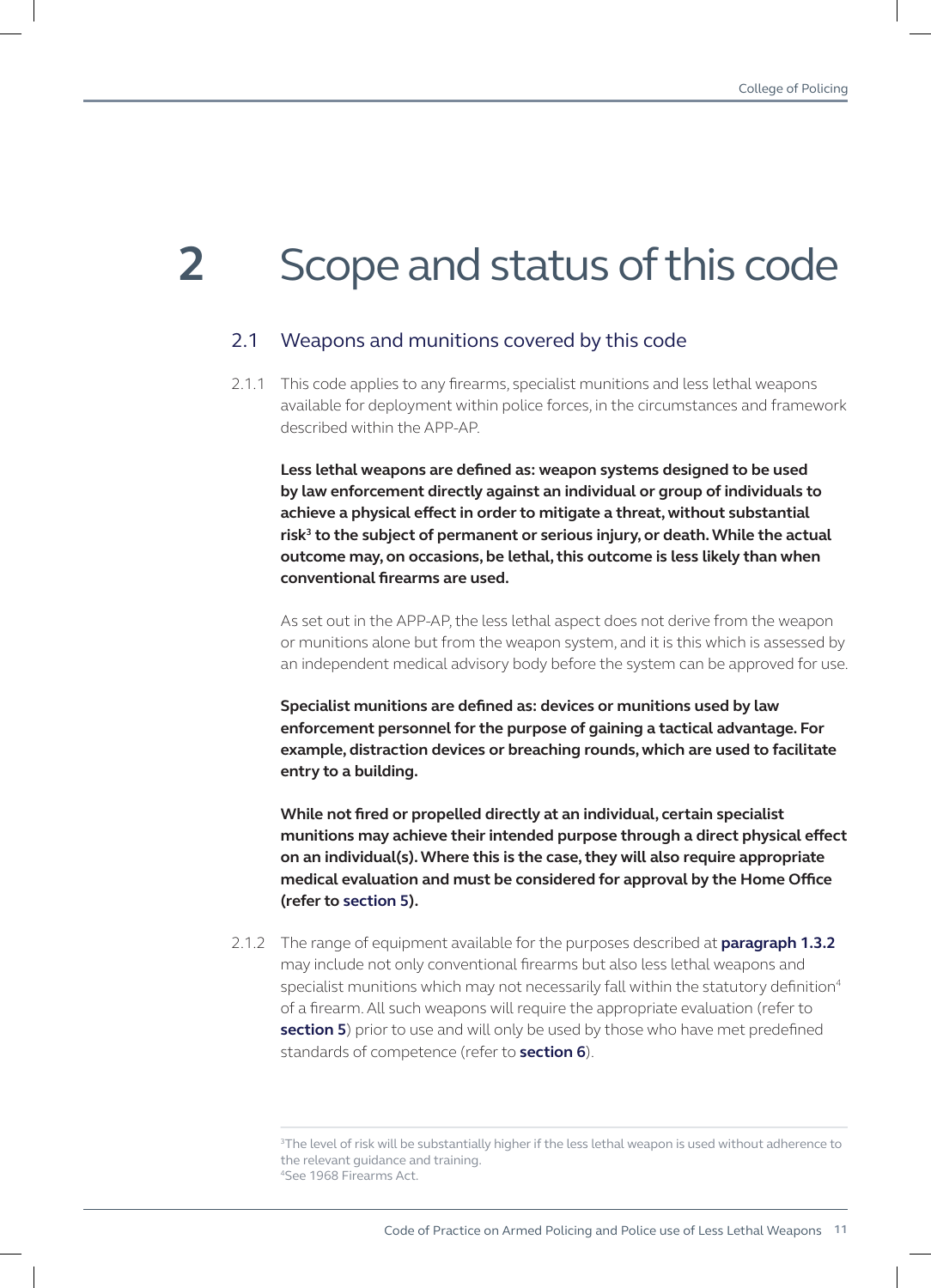# 2 Scope and status of this code

## 2.1 Weapons and munitions covered by this code

2.1.1 This code applies to any firearms, specialist munitions and less lethal weapons available for deployment within police forces, in the circumstances and framework described within the APP-AP.

**Less lethal weapons are defined as: weapon systems designed to be used by law enforcement directly against an individual or group of individuals to achieve a physical effect in order to mitigate a threat, without substantial risk[3] to the subject of permanent or serious injury, or death. While the actual outcome may, on occasions, be lethal, this outcome is less likely than when conventional firearms are used.**

As set out in the APP-AP, the less lethal aspect does not derive from the weapon or munitions alone but from the weapon system, and it is this which is assessed by an independent medical advisory body before the system can be approved for use.

**Specialist munitions are defined as: devices or munitions used by law enforcement personnel for the purpose of gaining a tactical advantage. For example, distraction devices or breaching rounds, which are used to facilitate entry to a building.**

**While not fired or propelled directly at an individual, certain specialist munitions may achieve their intended purpose through a direct physical effect on an individual(s). Where this is the case, they will also require appropriate medical evaluation and must be considered for approval by the Home Office (refer to section 5).**

2.1.2 The range of equipment available for the purposes described at **paragraph 1.3.2** may include not only conventional firearms but also less lethal weapons and specialist munitions which may not necessarily fall within the statutory definition[4] of a firearm. All such weapons will require the appropriate evaluation (refer to **section 5**) prior to use and will only be used by those who have met predefined standards of competence (refer to **section 6**).

[3] The level of risk will be substantially higher if the less lethal weapon is used without adherence to the relevant guidance and training.

[4] See 1968 Firearms Act.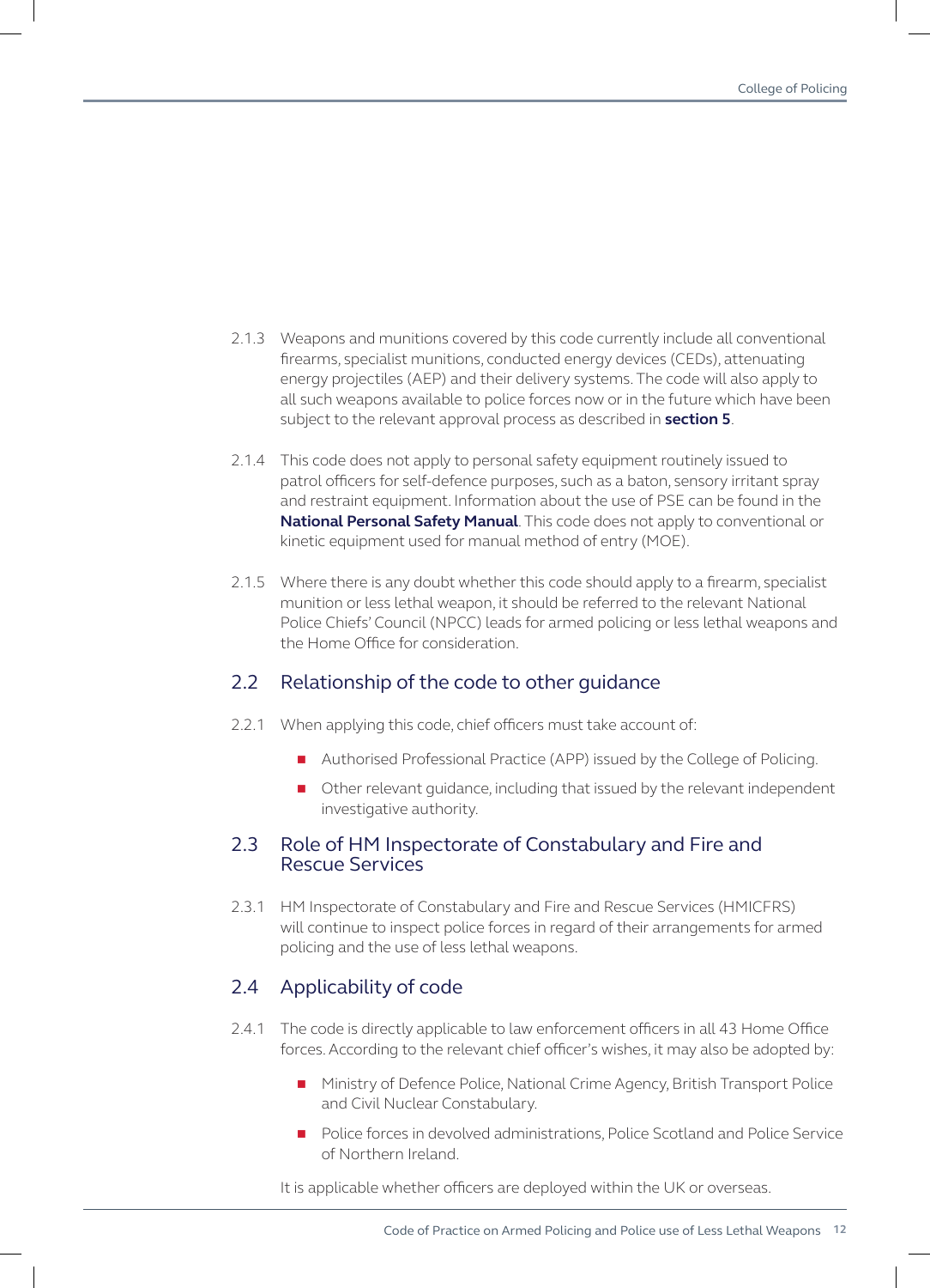2.1.3 Weapons and munitions covered by this code currently include all conventional firearms, specialist munitions, conducted energy devices (CEDs), attenuating energy projectiles (AEP) and their delivery systems. The code will also apply to all such weapons available to police forces now or in the future which have been subject to the relevant approval process as described in **section 5**.

2.1.4 This code does not apply to personal safety equipment routinely issued to patrol officers for self-defence purposes, such as a baton, sensory irritant spray and restraint equipment. Information about the use of PSE can be found in the **National Personal Safety Manual**. This code does not apply to conventional or kinetic equipment used for manual method of entry (MOE).

2.1.5 Where there is any doubt whether this code should apply to a firearm, specialist munition or less lethal weapon, it should be referred to the relevant National Police Chiefs' Council (NPCC) leads for armed policing or less lethal weapons and the Home Office for consideration.

## 2.2 Relationship of the code to other guidance

2.2.1 When applying this code, chief officers must take account of:

- Authorised Professional Practice (APP) issued by the College of Policing.
- Other relevant guidance, including that issued by the relevant independent investigative authority.

## 2.3 Role of HM Inspectorate of Constabulary and Fire and Rescue Services

2.3.1 HM Inspectorate of Constabulary and Fire and Rescue Services (HMICFRS) will continue to inspect police forces in regard of their arrangements for armed policing and the use of less lethal weapons.

## 2.4 Applicability of code

2.4.1 The code is directly applicable to law enforcement officers in all 43 Home Office forces. According to the relevant chief officer's wishes, it may also be adopted by:

- Ministry of Defence Police, National Crime Agency, British Transport Police and Civil Nuclear Constabulary.
- Police forces in devolved administrations, Police Scotland and Police Service of Northern Ireland.

It is applicable whether officers are deployed within the UK or overseas.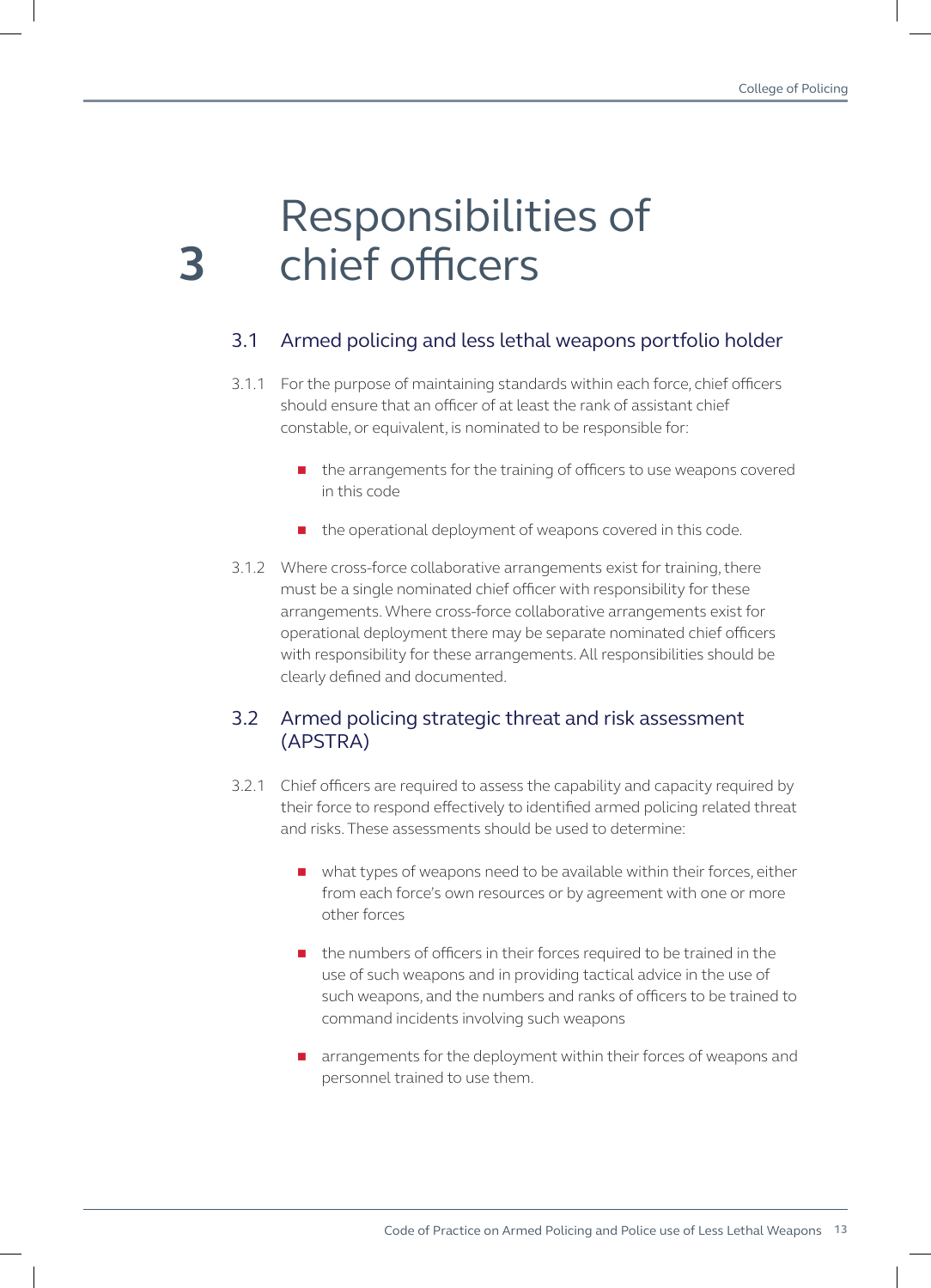# 3 Responsibilities of chief officers

## 3.1 Armed policing and less lethal weapons portfolio holder

3.1.1 For the purpose of maintaining standards within each force, chief officers should ensure that an officer of at least the rank of assistant chief constable, or equivalent, is nominated to be responsible for:

- the arrangements for the training of officers to use weapons covered in this code
- the operational deployment of weapons covered in this code.

3.1.2 Where cross-force collaborative arrangements exist for training, there must be a single nominated chief officer with responsibility for these arrangements. Where cross-force collaborative arrangements exist for operational deployment there may be separate nominated chief officers with responsibility for these arrangements. All responsibilities should be clearly defined and documented.

## 3.2 Armed policing strategic threat and risk assessment (APSTRA)

3.2.1 Chief officers are required to assess the capability and capacity required by their force to respond effectively to identified armed policing related threat and risks. These assessments should be used to determine:

- what types of weapons need to be available within their forces, either from each force's own resources or by agreement with one or more other forces
- the numbers of officers in their forces required to be trained in the use of such weapons and in providing tactical advice in the use of such weapons, and the numbers and ranks of officers to be trained to command incidents involving such weapons
- arrangements for the deployment within their forces of weapons and personnel trained to use them.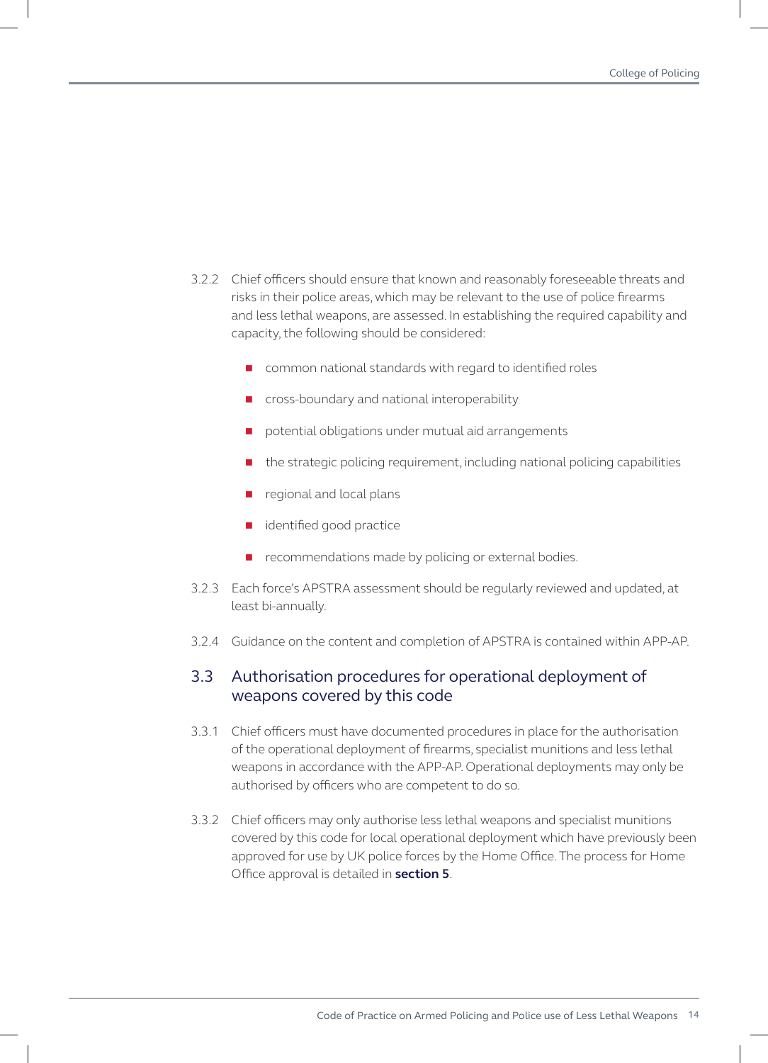3.2.2 Chief officers should ensure that known and reasonably foreseeable threats and risks in their police areas, which may be relevant to the use of police firearms and less lethal weapons, are assessed. In establishing the required capability and capacity, the following should be considered:

- common national standards with regard to identified roles
- cross-boundary and national interoperability
- potential obligations under mutual aid arrangements
- the strategic policing requirement, including national policing capabilities
- regional and local plans
- identified good practice
- recommendations made by policing or external bodies.

3.2.3 Each force's APSTRA assessment should be regularly reviewed and updated, at least bi-annually.

3.2.4 Guidance on the content and completion of APSTRA is contained within APP-AP.

## 3.3 Authorisation procedures for operational deployment of weapons covered by this code

3.3.1 Chief officers must have documented procedures in place for the authorisation of the operational deployment of firearms, specialist munitions and less lethal weapons in accordance with the APP-AP. Operational deployments may only be authorised by officers who are competent to do so.

3.3.2 Chief officers may only authorise less lethal weapons and specialist munitions covered by this code for local operational deployment which have previously been approved for use by UK police forces by the Home Office. The process for Home Office approval is detailed in **section 5**.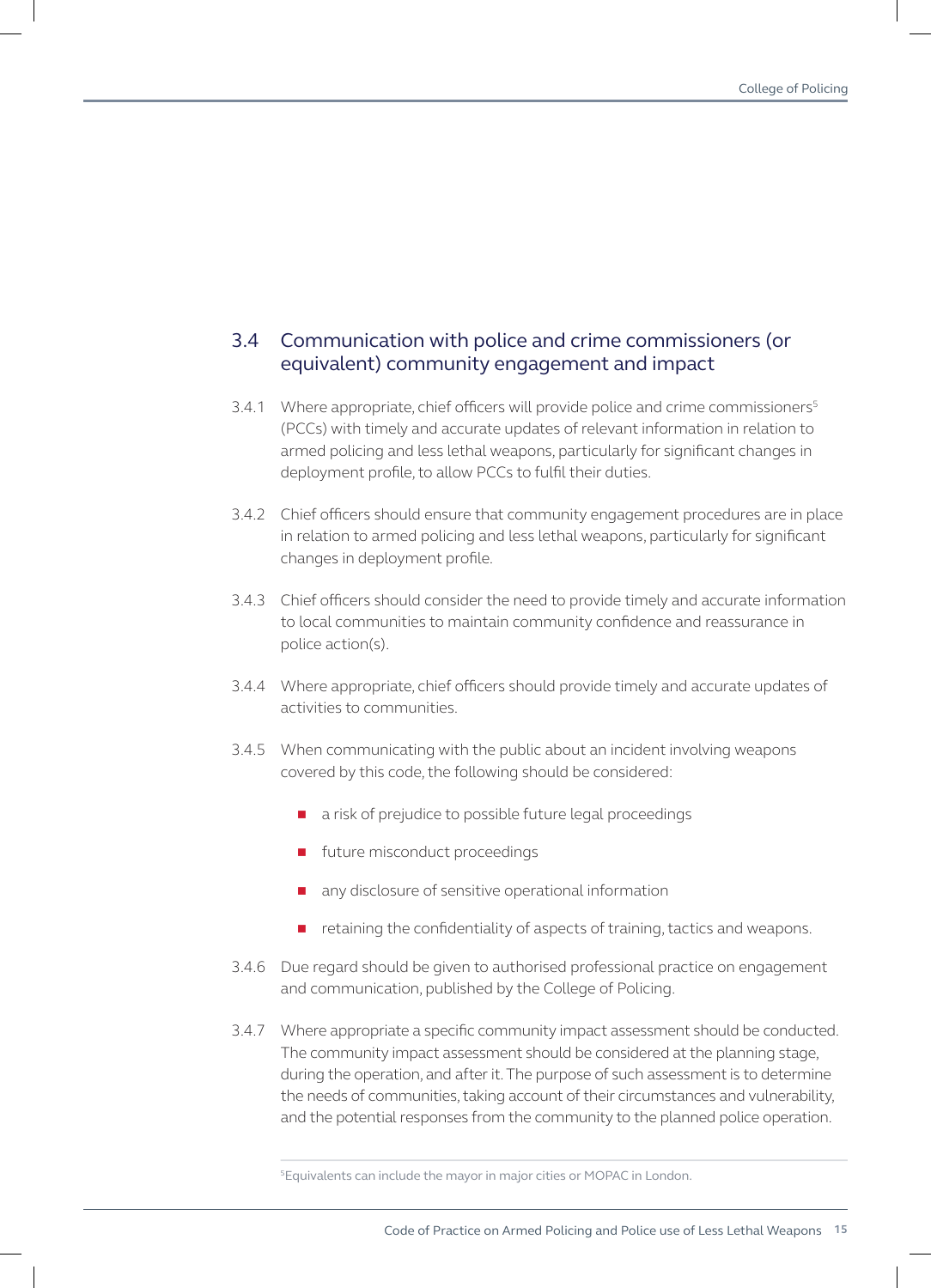## 3.4 Communication with police and crime commissioners (or equivalent) community engagement and impact

3.4.1 Where appropriate, chief officers will provide police and crime commissioners[5] (PCCs) with timely and accurate updates of relevant information in relation to armed policing and less lethal weapons, particularly for significant changes in deployment profile, to allow PCCs to fulfil their duties.

3.4.2 Chief officers should ensure that community engagement procedures are in place in relation to armed policing and less lethal weapons, particularly for significant changes in deployment profile.

3.4.3 Chief officers should consider the need to provide timely and accurate information to local communities to maintain community confidence and reassurance in police action(s).

3.4.4 Where appropriate, chief officers should provide timely and accurate updates of activities to communities.

3.4.5 When communicating with the public about an incident involving weapons covered by this code, the following should be considered:

- a risk of prejudice to possible future legal proceedings
- future misconduct proceedings
- any disclosure of sensitive operational information
- retaining the confidentiality of aspects of training, tactics and weapons.

3.4.6 Due regard should be given to authorised professional practice on engagement and communication, published by the College of Policing.

3.4.7 Where appropriate a specific community impact assessment should be conducted. The community impact assessment should be considered at the planning stage, during the operation, and after it. The purpose of such assessment is to determine the needs of communities, taking account of their circumstances and vulnerability, and the potential responses from the community to the planned police operation.

[5] Equivalents can include the mayor in major cities or MOPAC in London.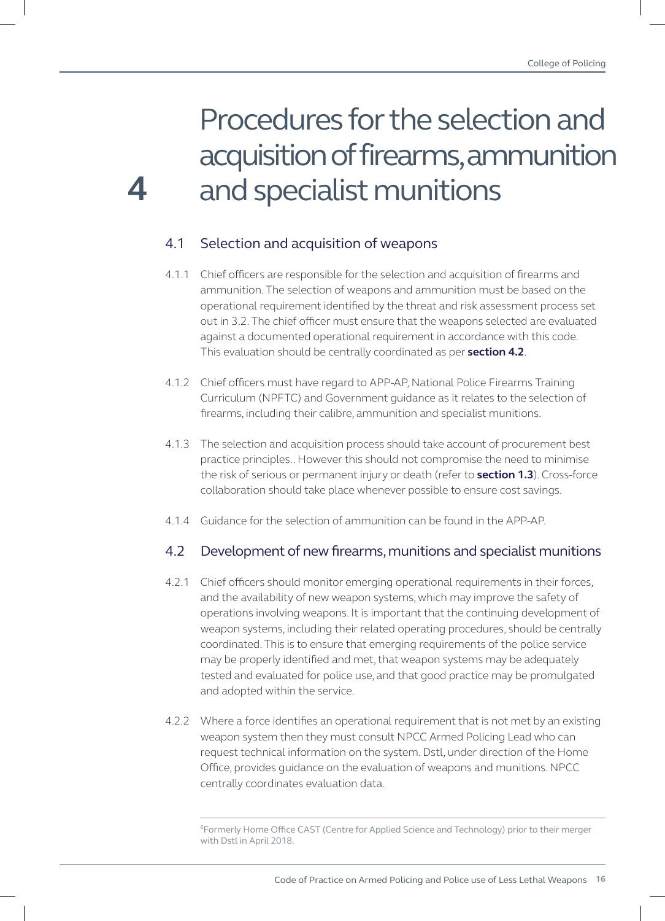# 4 Procedures for the selection and acquisition of firearms, ammunition and specialist munitions

## 4.1 Selection and acquisition of weapons

4.1.1 Chief officers are responsible for the selection and acquisition of firearms and ammunition. The selection of weapons and ammunition must be based on the operational requirement identified by the threat and risk assessment process set out in 3.2. The chief officer must ensure that the weapons selected are evaluated against a documented operational requirement in accordance with this code. This evaluation should be centrally coordinated as per **section 4.2**.

4.1.2 Chief officers must have regard to APP-AP, National Police Firearms Training Curriculum (NPFTC) and Government guidance as it relates to the selection of firearms, including their calibre, ammunition and specialist munitions.

4.1.3 The selection and acquisition process should take account of procurement best practice principles.. However this should not compromise the need to minimise the risk of serious or permanent injury or death (refer to **section 1.3**). Cross-force collaboration should take place whenever possible to ensure cost savings.

4.1.4 Guidance for the selection of ammunition can be found in the APP-AP.

## 4.2 Development of new firearms, munitions and specialist munitions

4.2.1 Chief officers should monitor emerging operational requirements in their forces, and the availability of new weapon systems, which may improve the safety of operations involving weapons. It is important that the continuing development of weapon systems, including their related operating procedures, should be centrally coordinated. This is to ensure that emerging requirements of the police service may be properly identified and met, that weapon systems may be adequately tested and evaluated for police use, and that good practice may be promulgated and adopted within the service.

4.2.2 Where a force identifies an operational requirement that is not met by an existing weapon system then they must consult NPCC Armed Policing Lead who can request technical information on the system. Dstl, under direction of the Home Office, provides guidance on the evaluation of weapons and munitions. NPCC centrally coordinates evaluation data.

[6] Formerly Home Office CAST (Centre for Applied Science and Technology) prior to their merger with Dstl in April 2018.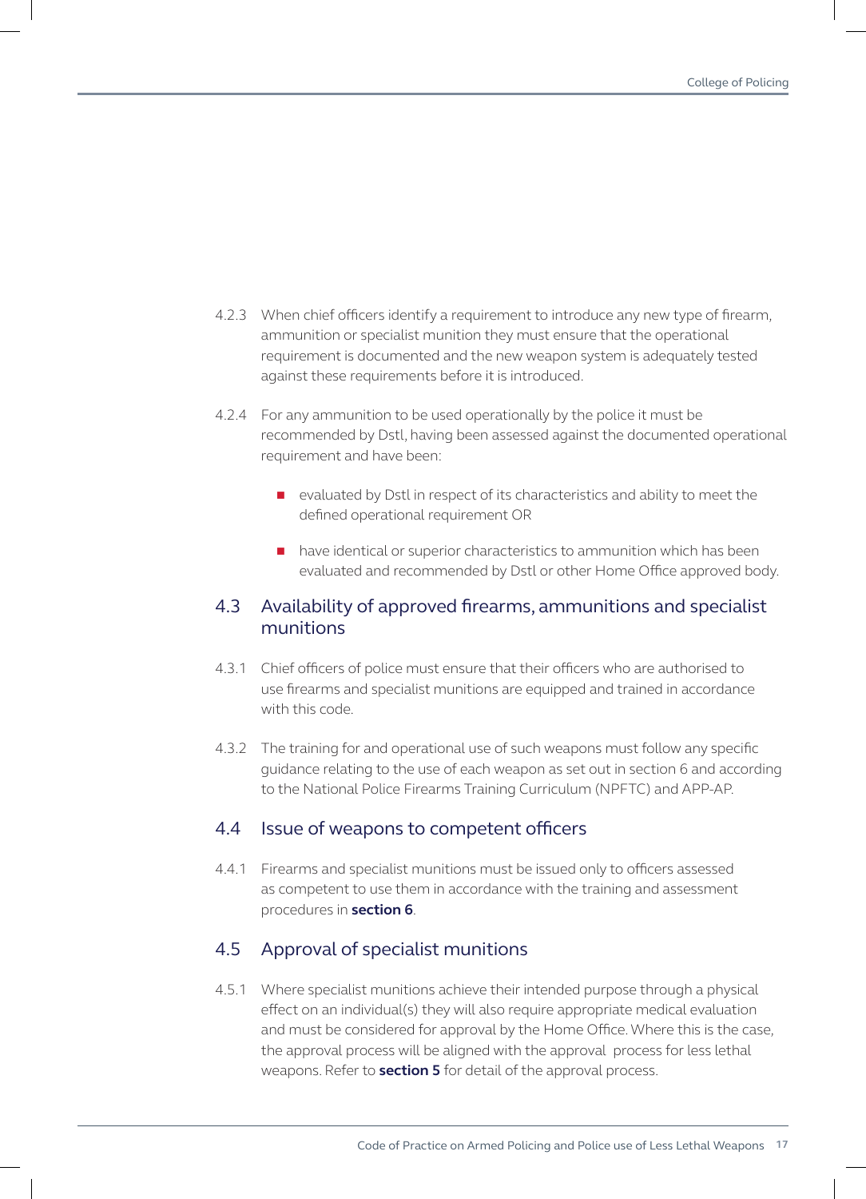4.2.3 When chief officers identify a requirement to introduce any new type of firearm, ammunition or specialist munition they must ensure that the operational requirement is documented and the new weapon system is adequately tested against these requirements before it is introduced.

4.2.4 For any ammunition to be used operationally by the police it must be recommended by Dstl, having been assessed against the documented operational requirement and have been:

- evaluated by Dstl in respect of its characteristics and ability to meet the defined operational requirement OR
- have identical or superior characteristics to ammunition which has been evaluated and recommended by Dstl or other Home Office approved body.

## 4.3 Availability of approved firearms, ammunitions and specialist munitions

4.3.1 Chief officers of police must ensure that their officers who are authorised to use firearms and specialist munitions are equipped and trained in accordance with this code.

4.3.2 The training for and operational use of such weapons must follow any specific guidance relating to the use of each weapon as set out in section 6 and according to the National Police Firearms Training Curriculum (NPFTC) and APP-AP.

## 4.4 Issue of weapons to competent officers

4.4.1 Firearms and specialist munitions must be issued only to officers assessed as competent to use them in accordance with the training and assessment procedures in **section 6**.

## 4.5 Approval of specialist munitions

4.5.1 Where specialist munitions achieve their intended purpose through a physical effect on an individual(s) they will also require appropriate medical evaluation and must be considered for approval by the Home Office. Where this is the case, the approval process will be aligned with the approval process for less lethal weapons. Refer to **section 5** for detail of the approval process.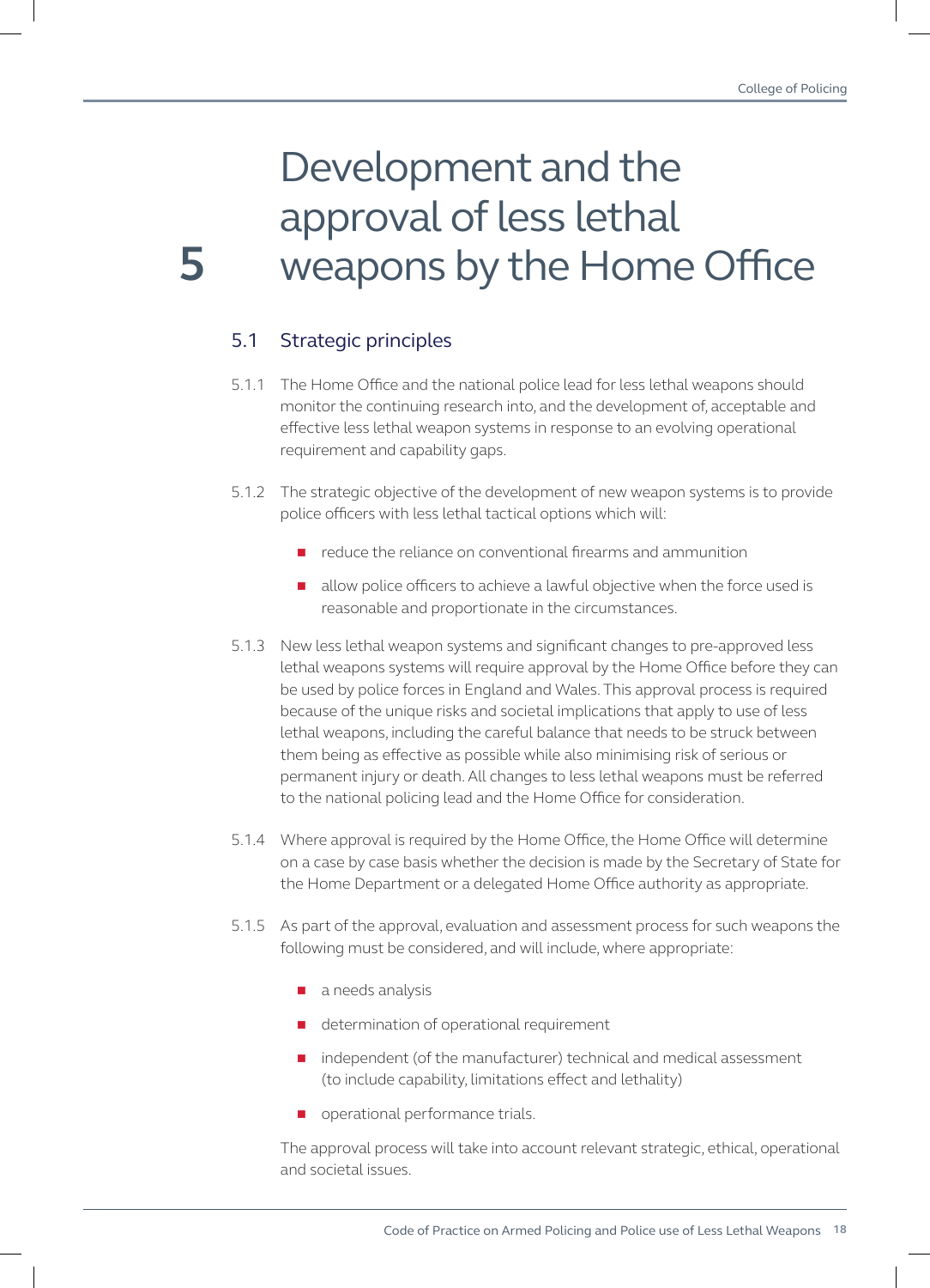# 5 Development and the approval of less lethal weapons by the Home Office

## 5.1 Strategic principles

5.1.1 The Home Office and the national police lead for less lethal weapons should monitor the continuing research into, and the development of, acceptable and effective less lethal weapon systems in response to an evolving operational requirement and capability gaps.

5.1.2 The strategic objective of the development of new weapon systems is to provide police officers with less lethal tactical options which will:

- reduce the reliance on conventional firearms and ammunition
- allow police officers to achieve a lawful objective when the force used is reasonable and proportionate in the circumstances.

5.1.3 New less lethal weapon systems and significant changes to pre-approved less lethal weapons systems will require approval by the Home Office before they can be used by police forces in England and Wales. This approval process is required because of the unique risks and societal implications that apply to use of less lethal weapons, including the careful balance that needs to be struck between them being as effective as possible while also minimising risk of serious or permanent injury or death. All changes to less lethal weapons must be referred to the national policing lead and the Home Office for consideration.

5.1.4 Where approval is required by the Home Office, the Home Office will determine on a case by case basis whether the decision is made by the Secretary of State for the Home Department or a delegated Home Office authority as appropriate.

5.1.5 As part of the approval, evaluation and assessment process for such weapons the following must be considered, and will include, where appropriate:

- a needs analysis
- determination of operational requirement
- independent (of the manufacturer) technical and medical assessment (to include capability, limitations effect and lethality)
- operational performance trials.

The approval process will take into account relevant strategic, ethical, operational and societal issues.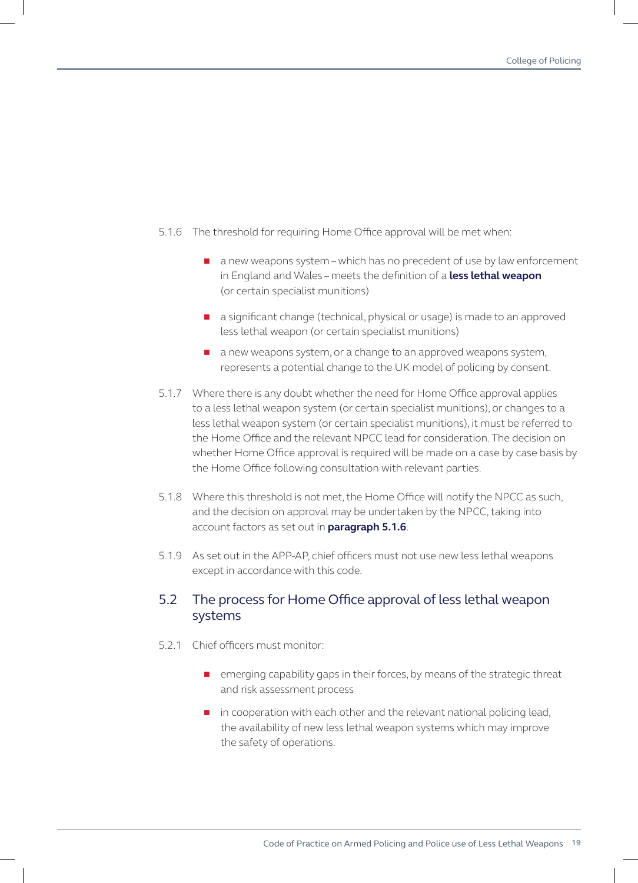5.1.6 The threshold for requiring Home Office approval will be met when:

- a new weapons system – which has no precedent of use by law enforcement in England and Wales – meets the definition of a **less lethal weapon** (or certain specialist munitions)
- a significant change (technical, physical or usage) is made to an approved less lethal weapon (or certain specialist munitions)
- a new weapons system, or a change to an approved weapons system, represents a potential change to the UK model of policing by consent.

5.1.7 Where there is any doubt whether the need for Home Office approval applies to a less lethal weapon system (or certain specialist munitions), or changes to a less lethal weapon system (or certain specialist munitions), it must be referred to the Home Office and the relevant NPCC lead for consideration. The decision on whether Home Office approval is required will be made on a case by case basis by the Home Office following consultation with relevant parties.

5.1.8 Where this threshold is not met, the Home Office will notify the NPCC as such, and the decision on approval may be undertaken by the NPCC, taking into account factors as set out in **paragraph 5.1.6**.

5.1.9 As set out in the APP-AP, chief officers must not use new less lethal weapons except in accordance with this code.

## 5.2 The process for Home Office approval of less lethal weapon systems

5.2.1 Chief officers must monitor:

- emerging capability gaps in their forces, by means of the strategic threat and risk assessment process
- in cooperation with each other and the relevant national policing lead, the availability of new less lethal weapon systems which may improve the safety of operations.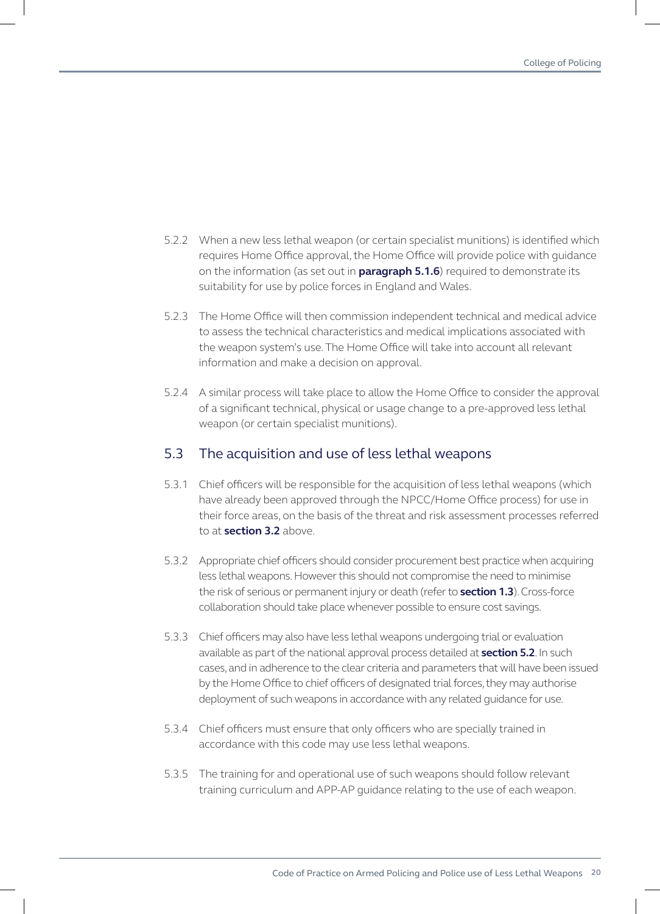5.2.2 When a new less lethal weapon (or certain specialist munitions) is identified which requires Home Office approval, the Home Office will provide police with guidance on the information (as set out in **paragraph 5.1.6**) required to demonstrate its suitability for use by police forces in England and Wales.

5.2.3 The Home Office will then commission independent technical and medical advice to assess the technical characteristics and medical implications associated with the weapon system's use. The Home Office will take into account all relevant information and make a decision on approval.

5.2.4 A similar process will take place to allow the Home Office to consider the approval of a significant technical, physical or usage change to a pre-approved less lethal weapon (or certain specialist munitions).

## 5.3 The acquisition and use of less lethal weapons

5.3.1 Chief officers will be responsible for the acquisition of less lethal weapons (which have already been approved through the NPCC/Home Office process) for use in their force areas, on the basis of the threat and risk assessment processes referred to at **section 3.2** above.

5.3.2 Appropriate chief officers should consider procurement best practice when acquiring less lethal weapons. However this should not compromise the need to minimise the risk of serious or permanent injury or death (refer to **section 1.3**). Cross-force collaboration should take place whenever possible to ensure cost savings.

5.3.3 Chief officers may also have less lethal weapons undergoing trial or evaluation available as part of the national approval process detailed at **section 5.2**. In such cases, and in adherence to the clear criteria and parameters that will have been issued by the Home Office to chief officers of designated trial forces, they may authorise deployment of such weapons in accordance with any related guidance for use.

5.3.4 Chief officers must ensure that only officers who are specially trained in accordance with this code may use less lethal weapons.

5.3.5 The training for and operational use of such weapons should follow relevant training curriculum and APP-AP guidance relating to the use of each weapon.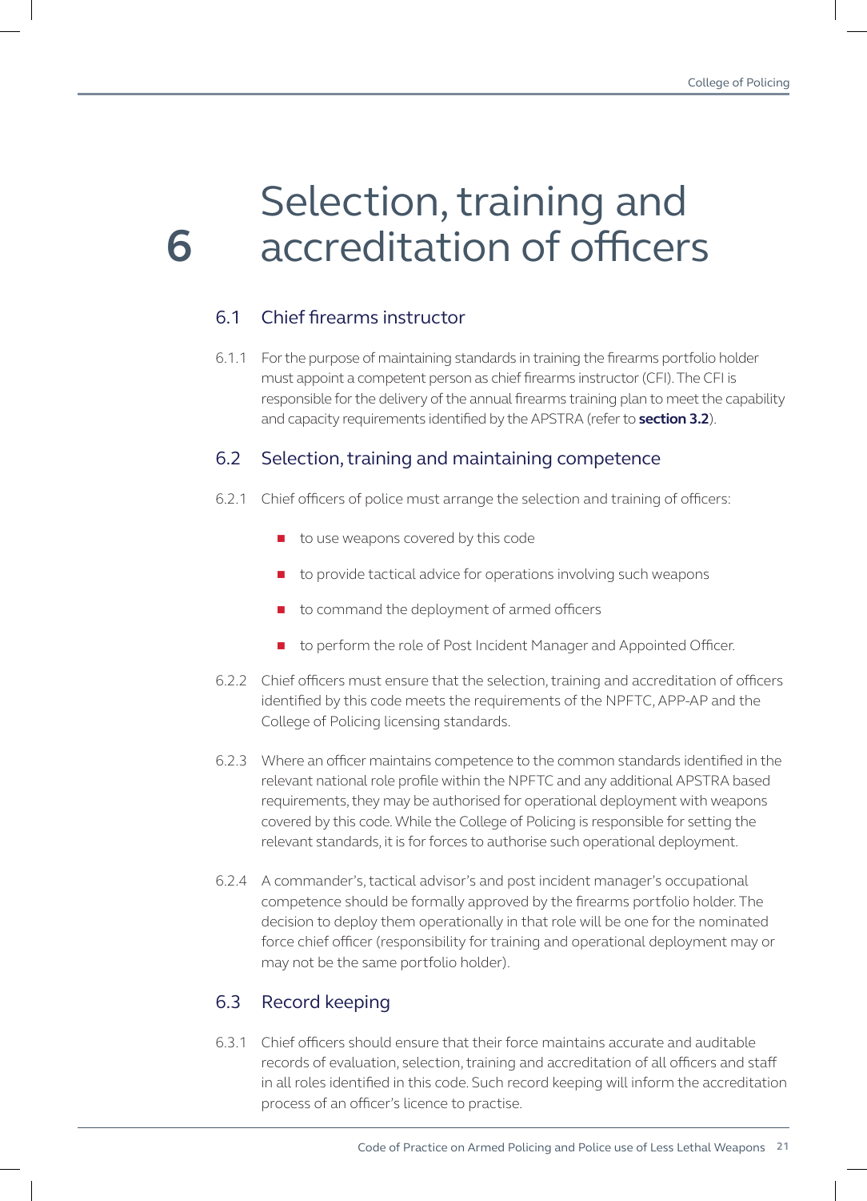# 6 Selection, training and accreditation of officers

## 6.1 Chief firearms instructor

6.1.1 For the purpose of maintaining standards in training the firearms portfolio holder must appoint a competent person as chief firearms instructor (CFI). The CFI is responsible for the delivery of the annual firearms training plan to meet the capability and capacity requirements identified by the APSTRA (refer to **section 3.2**).

## 6.2 Selection, training and maintaining competence

6.2.1 Chief officers of police must arrange the selection and training of officers:

- to use weapons covered by this code
- to provide tactical advice for operations involving such weapons
- to command the deployment of armed officers
- to perform the role of Post Incident Manager and Appointed Officer.

6.2.2 Chief officers must ensure that the selection, training and accreditation of officers identified by this code meets the requirements of the NPFTC, APP-AP and the College of Policing licensing standards.

6.2.3 Where an officer maintains competence to the common standards identified in the relevant national role profile within the NPFTC and any additional APSTRA based requirements, they may be authorised for operational deployment with weapons covered by this code. While the College of Policing is responsible for setting the relevant standards, it is for forces to authorise such operational deployment.

6.2.4 A commander's, tactical advisor's and post incident manager's occupational competence should be formally approved by the firearms portfolio holder. The decision to deploy them operationally in that role will be one for the nominated force chief officer (responsibility for training and operational deployment may or may not be the same portfolio holder).

## 6.3 Record keeping

6.3.1 Chief officers should ensure that their force maintains accurate and auditable records of evaluation, selection, training and accreditation of all officers and staff in all roles identified in this code. Such record keeping will inform the accreditation process of an officer's licence to practise.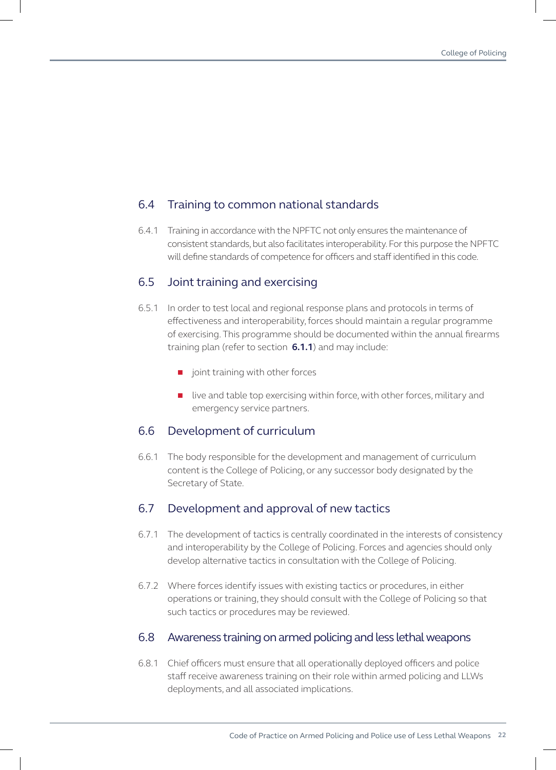## 6.4 Training to common national standards

6.4.1 Training in accordance with the NPFTC not only ensures the maintenance of consistent standards, but also facilitates interoperability. For this purpose the NPFTC will define standards of competence for officers and staff identified in this code.

## 6.5 Joint training and exercising

6.5.1 In order to test local and regional response plans and protocols in terms of effectiveness and interoperability, forces should maintain a regular programme of exercising. This programme should be documented within the annual firearms training plan (refer to section **6.1.1**) and may include:

- joint training with other forces
- live and table top exercising within force, with other forces, military and emergency service partners.

## 6.6 Development of curriculum

6.6.1 The body responsible for the development and management of curriculum content is the College of Policing, or any successor body designated by the Secretary of State.

## 6.7 Development and approval of new tactics

6.7.1 The development of tactics is centrally coordinated in the interests of consistency and interoperability by the College of Policing. Forces and agencies should only develop alternative tactics in consultation with the College of Policing.

6.7.2 Where forces identify issues with existing tactics or procedures, in either operations or training, they should consult with the College of Policing so that such tactics or procedures may be reviewed.

## 6.8 Awareness training on armed policing and less lethal weapons

6.8.1 Chief officers must ensure that all operationally deployed officers and police staff receive awareness training on their role within armed policing and LLWs deployments, and all associated implications.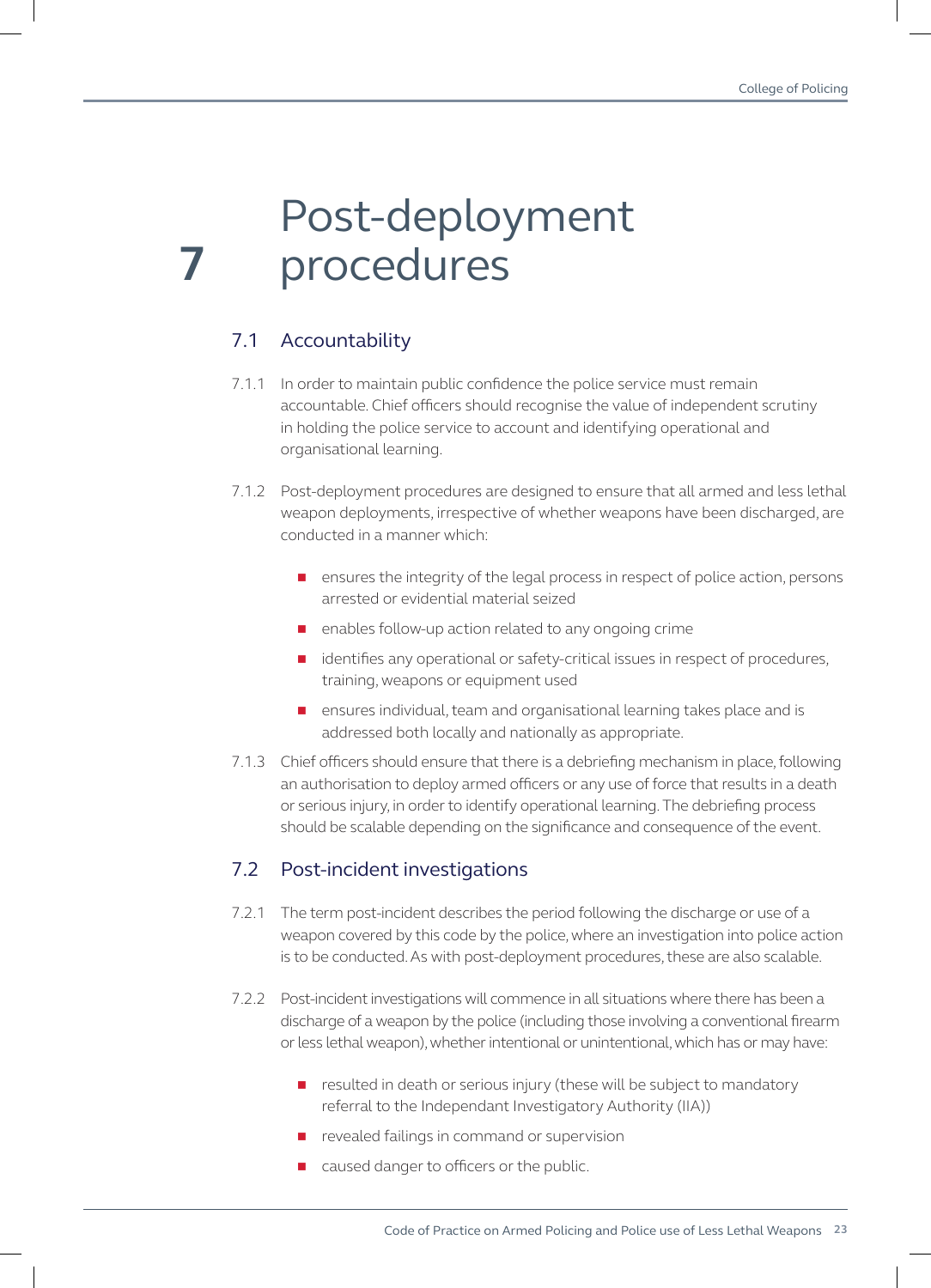# 7 Post-deployment procedures

## 7.1 Accountability

7.1.1 In order to maintain public confidence the police service must remain accountable. Chief officers should recognise the value of independent scrutiny in holding the police service to account and identifying operational and organisational learning.

7.1.2 Post-deployment procedures are designed to ensure that all armed and less lethal weapon deployments, irrespective of whether weapons have been discharged, are conducted in a manner which:

- ensures the integrity of the legal process in respect of police action, persons arrested or evidential material seized
- enables follow-up action related to any ongoing crime
- identifies any operational or safety-critical issues in respect of procedures, training, weapons or equipment used
- ensures individual, team and organisational learning takes place and is addressed both locally and nationally as appropriate.

7.1.3 Chief officers should ensure that there is a debriefing mechanism in place, following an authorisation to deploy armed officers or any use of force that results in a death or serious injury, in order to identify operational learning. The debriefing process should be scalable depending on the significance and consequence of the event.

## 7.2 Post-incident investigations

7.2.1 The term post-incident describes the period following the discharge or use of a weapon covered by this code by the police, where an investigation into police action is to be conducted. As with post-deployment procedures, these are also scalable.

7.2.2 Post-incident investigations will commence in all situations where there has been a discharge of a weapon by the police (including those involving a conventional firearm or less lethal weapon), whether intentional or unintentional, which has or may have:

- resulted in death or serious injury (these will be subject to mandatory referral to the Independant Investigatory Authority (IIA))
- revealed failings in command or supervision
- caused danger to officers or the public.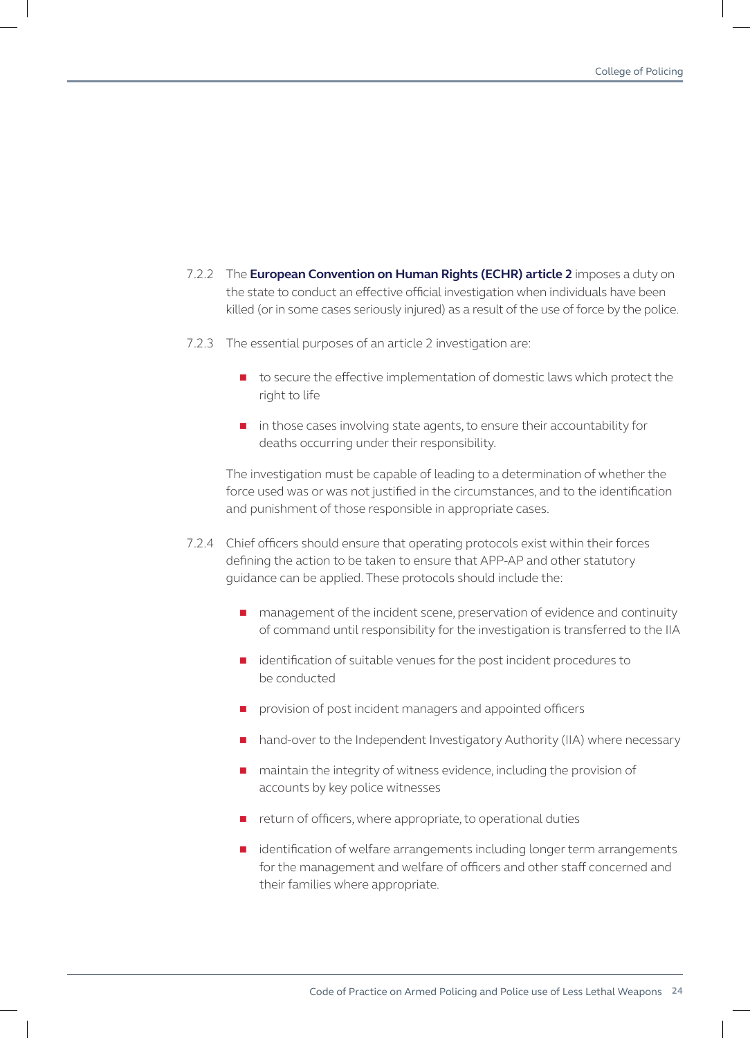7.2.2 The **European Convention on Human Rights (ECHR) article 2** imposes a duty on the state to conduct an effective official investigation when individuals have been killed (or in some cases seriously injured) as a result of the use of force by the police.

7.2.3 The essential purposes of an article 2 investigation are:

- to secure the effective implementation of domestic laws which protect the right to life
- in those cases involving state agents, to ensure their accountability for deaths occurring under their responsibility.

The investigation must be capable of leading to a determination of whether the force used was or was not justified in the circumstances, and to the identification and punishment of those responsible in appropriate cases.

7.2.4 Chief officers should ensure that operating protocols exist within their forces defining the action to be taken to ensure that APP-AP and other statutory guidance can be applied. These protocols should include the:

- management of the incident scene, preservation of evidence and continuity of command until responsibility for the investigation is transferred to the IIA
- identification of suitable venues for the post incident procedures to be conducted
- provision of post incident managers and appointed officers
- hand-over to the Independent Investigatory Authority (IIA) where necessary
- maintain the integrity of witness evidence, including the provision of accounts by key police witnesses
- return of officers, where appropriate, to operational duties
- identification of welfare arrangements including longer term arrangements for the management and welfare of officers and other staff concerned and their families where appropriate.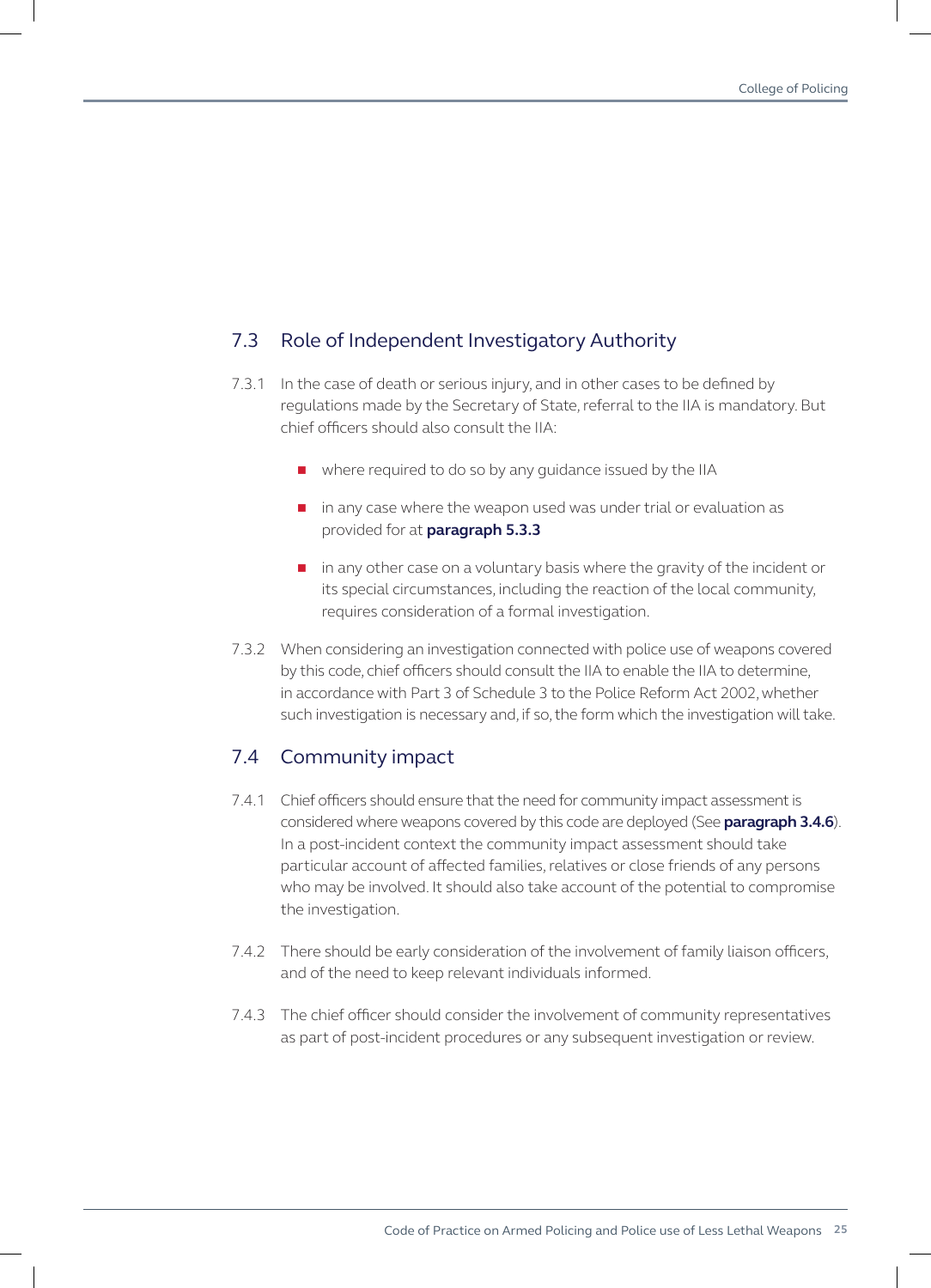## 7.3 Role of Independent Investigatory Authority

7.3.1 In the case of death or serious injury, and in other cases to be defined by regulations made by the Secretary of State, referral to the IIA is mandatory. But chief officers should also consult the IIA:

- where required to do so by any guidance issued by the IIA
- in any case where the weapon used was under trial or evaluation as provided for at **paragraph 5.3.3**
- in any other case on a voluntary basis where the gravity of the incident or its special circumstances, including the reaction of the local community, requires consideration of a formal investigation.

7.3.2 When considering an investigation connected with police use of weapons covered by this code, chief officers should consult the IIA to enable the IIA to determine, in accordance with Part 3 of Schedule 3 to the Police Reform Act 2002, whether such investigation is necessary and, if so, the form which the investigation will take.

## 7.4 Community impact

7.4.1 Chief officers should ensure that the need for community impact assessment is considered where weapons covered by this code are deployed (See **paragraph 3.4.6**). In a post-incident context the community impact assessment should take particular account of affected families, relatives or close friends of any persons who may be involved. It should also take account of the potential to compromise the investigation.

7.4.2 There should be early consideration of the involvement of family liaison officers, and of the need to keep relevant individuals informed.

7.4.3 The chief officer should consider the involvement of community representatives as part of post-incident procedures or any subsequent investigation or review.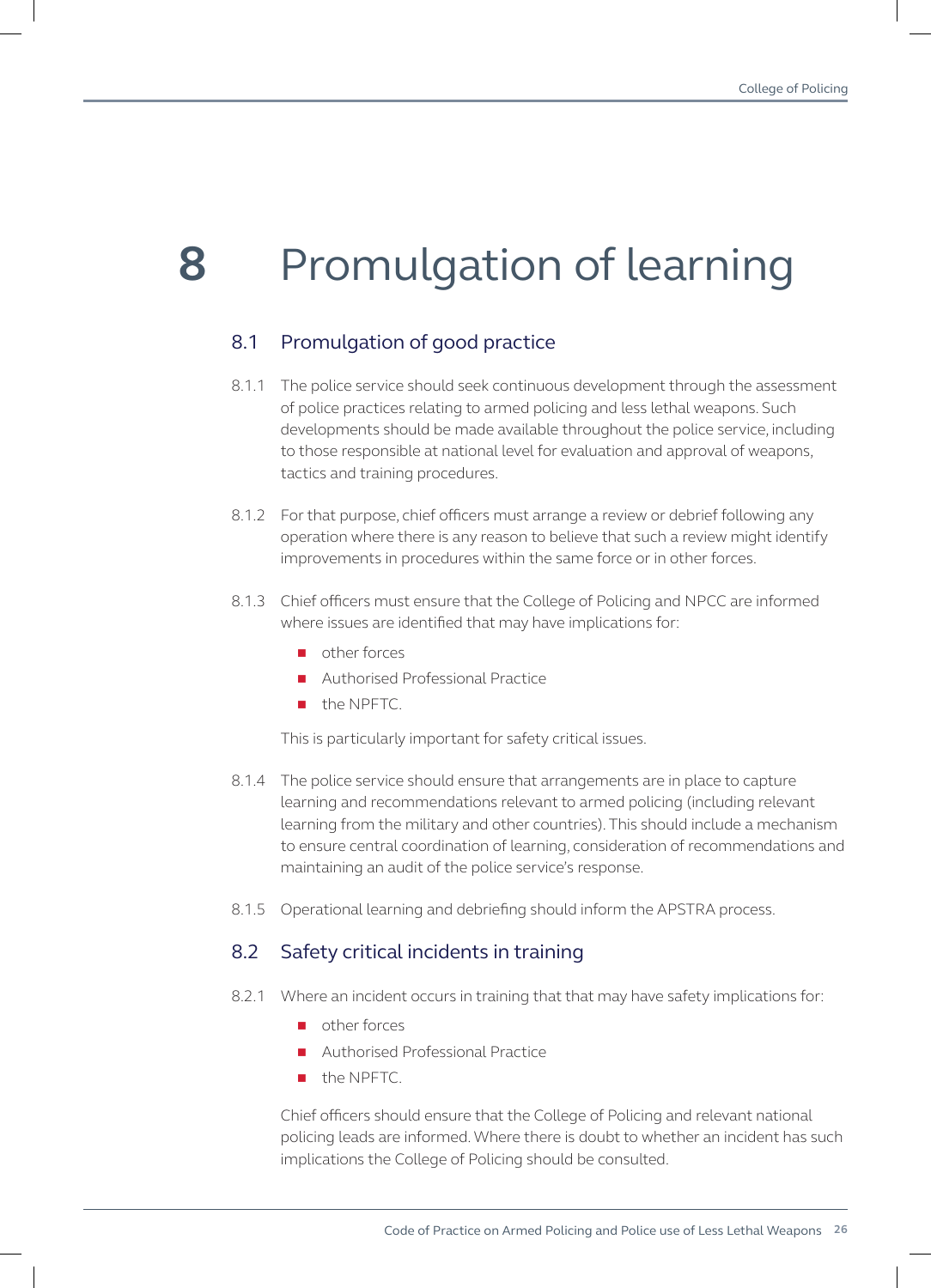# 8 Promulgation of learning

## 8.1 Promulgation of good practice

8.1.1 The police service should seek continuous development through the assessment of police practices relating to armed policing and less lethal weapons. Such developments should be made available throughout the police service, including to those responsible at national level for evaluation and approval of weapons, tactics and training procedures.

8.1.2 For that purpose, chief officers must arrange a review or debrief following any operation where there is any reason to believe that such a review might identify improvements in procedures within the same force or in other forces.

8.1.3 Chief officers must ensure that the College of Policing and NPCC are informed where issues are identified that may have implications for:

- other forces
- Authorised Professional Practice
- the NPFTC.

This is particularly important for safety critical issues.

8.1.4 The police service should ensure that arrangements are in place to capture learning and recommendations relevant to armed policing (including relevant learning from the military and other countries). This should include a mechanism to ensure central coordination of learning, consideration of recommendations and maintaining an audit of the police service's response.

8.1.5 Operational learning and debriefing should inform the APSTRA process.

## 8.2 Safety critical incidents in training

8.2.1 Where an incident occurs in training that that may have safety implications for:

- other forces
- Authorised Professional Practice
- the NPFTC.

Chief officers should ensure that the College of Policing and relevant national policing leads are informed. Where there is doubt to whether an incident has such implications the College of Policing should be consulted.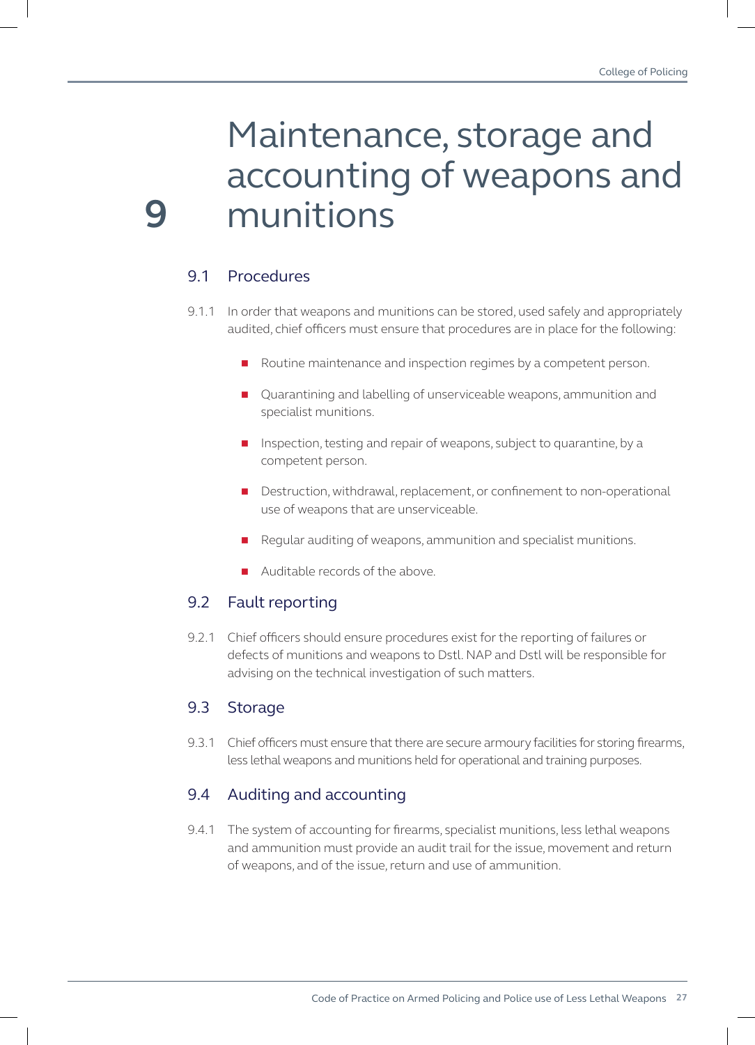# 9 Maintenance, storage and accounting of weapons and munitions

## 9.1 Procedures

9.1.1 In order that weapons and munitions can be stored, used safely and appropriately audited, chief officers must ensure that procedures are in place for the following:

- Routine maintenance and inspection regimes by a competent person.
- Quarantining and labelling of unserviceable weapons, ammunition and specialist munitions.
- Inspection, testing and repair of weapons, subject to quarantine, by a competent person.
- Destruction, withdrawal, replacement, or confinement to non-operational use of weapons that are unserviceable.
- Regular auditing of weapons, ammunition and specialist munitions.
- Auditable records of the above.

## 9.2 Fault reporting

9.2.1 Chief officers should ensure procedures exist for the reporting of failures or defects of munitions and weapons to Dstl. NAP and Dstl will be responsible for advising on the technical investigation of such matters.

## 9.3 Storage

9.3.1 Chief officers must ensure that there are secure armoury facilities for storing firearms, less lethal weapons and munitions held for operational and training purposes.

## 9.4 Auditing and accounting

9.4.1 The system of accounting for firearms, specialist munitions, less lethal weapons and ammunition must provide an audit trail for the issue, movement and return of weapons, and of the issue, return and use of ammunition.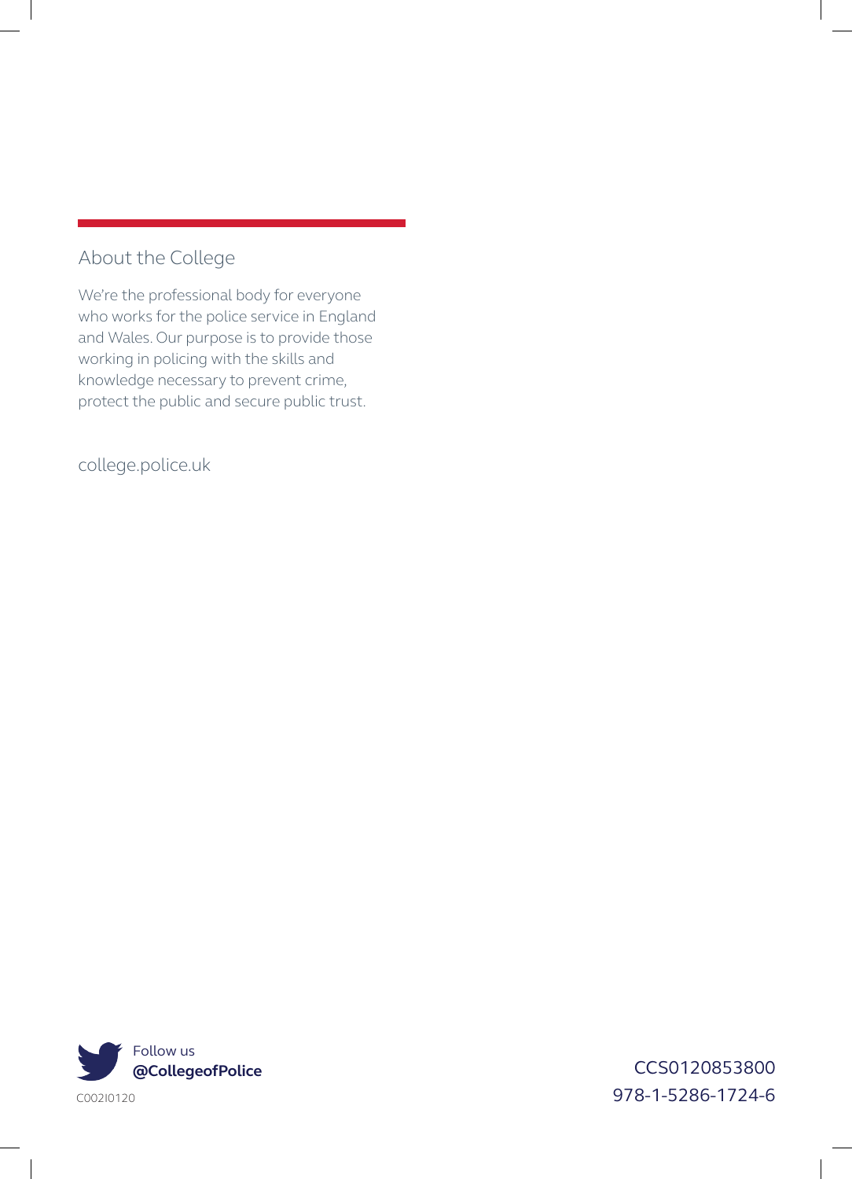## About the College

We're the professional body for everyone who works for the police service in England and Wales. Our purpose is to provide those working in policing with the skills and knowledge necessary to prevent crime, protect the public and secure public trust.

college.police.uk

Follow us
**@CollegeofPolice**

C002I0120

CCS0120853800
978-1-5286-1724-6